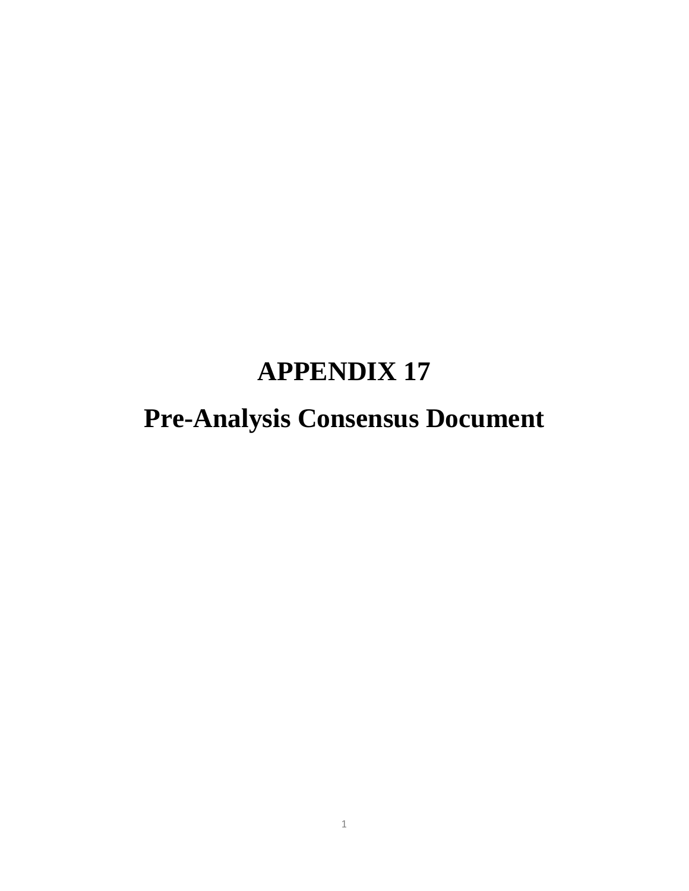# APPENDIX 17

# Pre-Analysis Consensus Document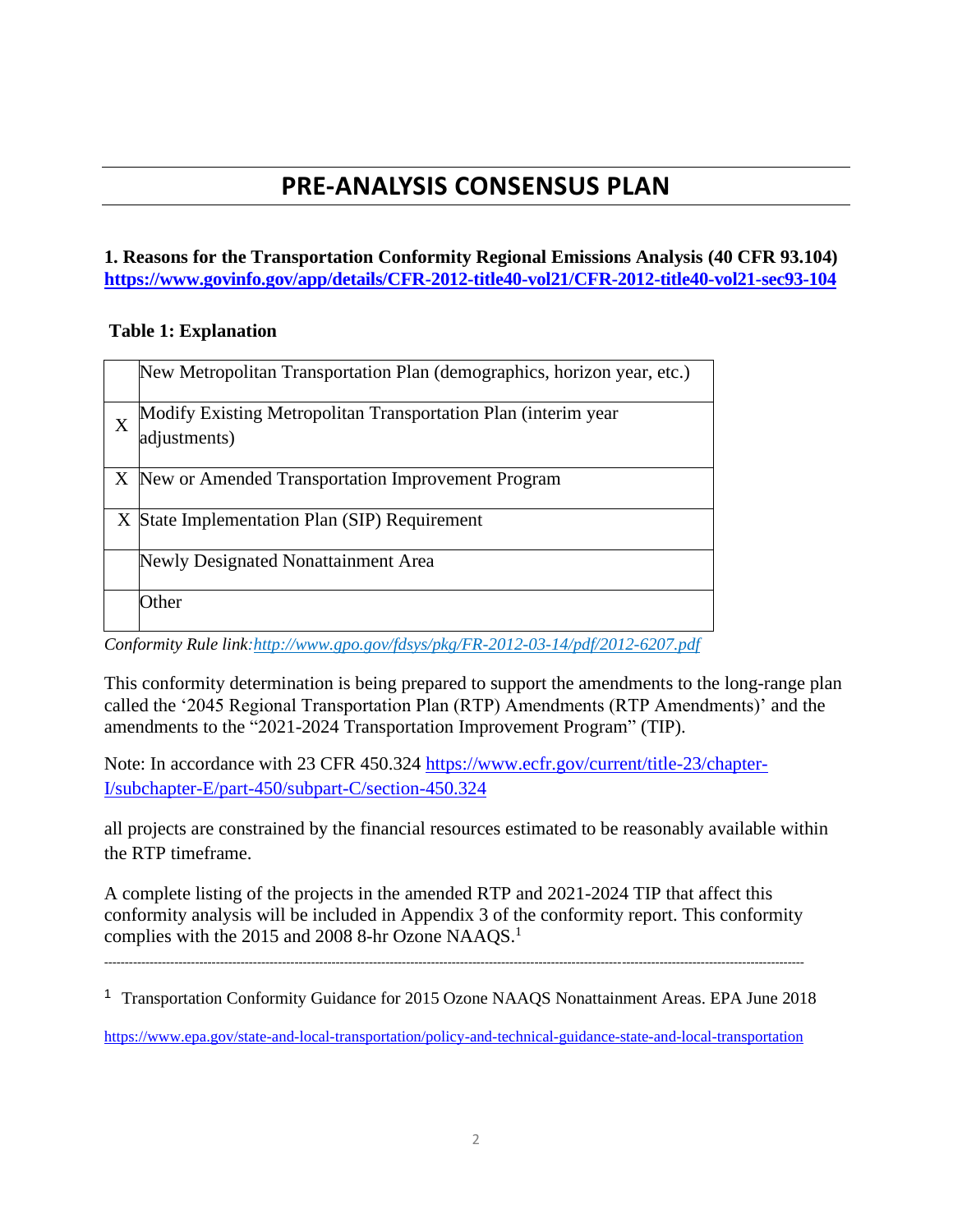# PRE-ANALYSIS CONSENSUS PLAN

**1. Reasons for the Transportation Conformity Regional Emissions Analysis (40 CFR 93.104) https://www.govinfo.gov/app/details/CFR-2012-title40-vol21/CFR-2012-title40-vol21-sec93-104**

**Table 1: Explanation**

| | |
|---|---|
| | New Metropolitan Transportation Plan (demographics, horizon year, etc.) |
| X | Modify Existing Metropolitan Transportation Plan (interim year adjustments) |
| X | New or Amended Transportation Improvement Program |
| X | State Implementation Plan (SIP) Requirement |
| | Newly Designated Nonattainment Area |
| | Other |

*Conformity Rule link: http://www.gpo.gov/fdsys/pkg/FR-2012-03-14/pdf/2012-6207.pdf*

This conformity determination is being prepared to support the amendments to the long-range plan called the '2045 Regional Transportation Plan (RTP) Amendments (RTP Amendments)' and the amendments to the "2021-2024 Transportation Improvement Program" (TIP).

Note: In accordance with 23 CFR 450.324 https://www.ecfr.gov/current/title-23/chapter-I/subchapter-E/part-450/subpart-C/section-450.324

all projects are constrained by the financial resources estimated to be reasonably available within the RTP timeframe.

A complete listing of the projects in the amended RTP and 2021-2024 TIP that affect this conformity analysis will be included in Appendix 3 of the conformity report. This conformity complies with the 2015 and 2008 8-hr Ozone NAAQS.[1]

---

[1] Transportation Conformity Guidance for 2015 Ozone NAAQS Nonattainment Areas. EPA June 2018

https://www.epa.gov/state-and-local-transportation/policy-and-technical-guidance-state-and-local-transportation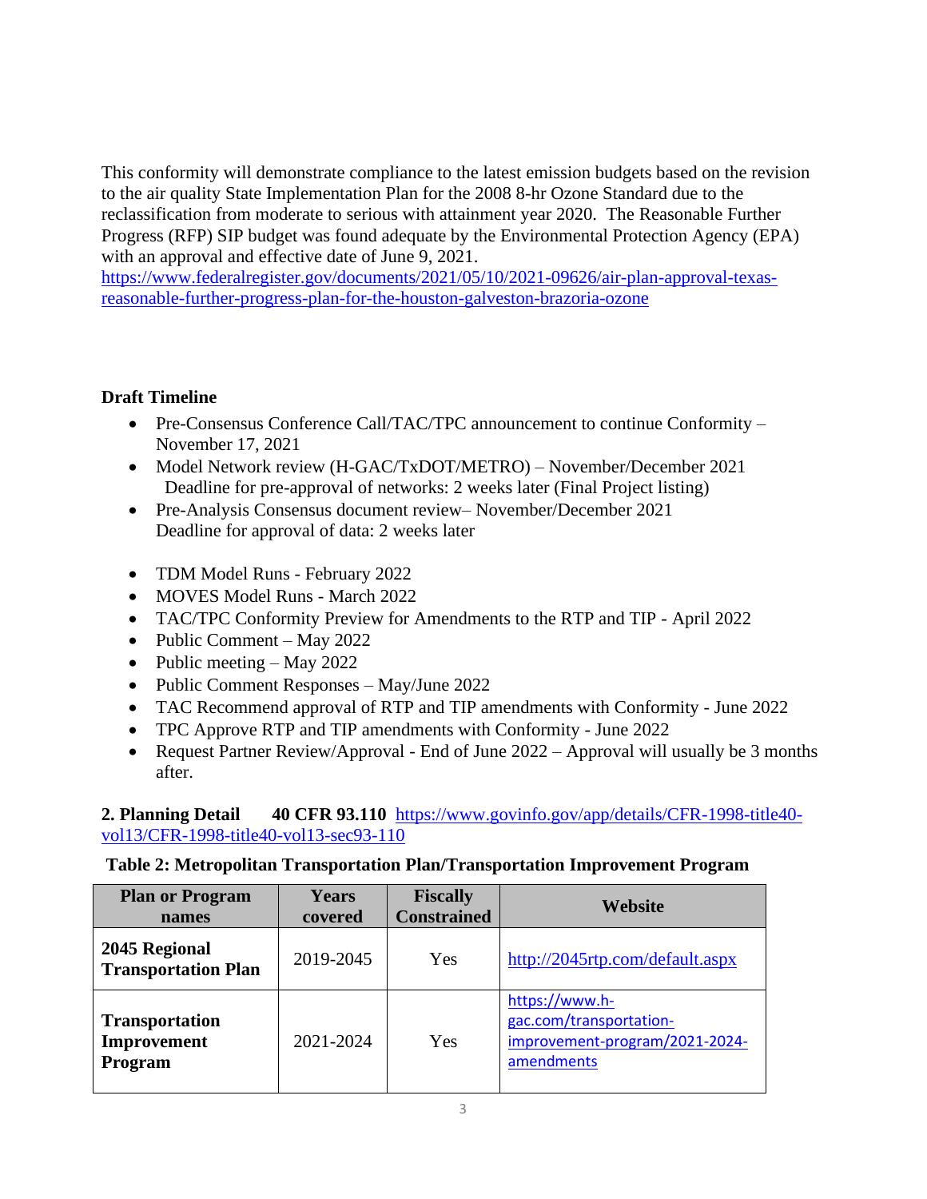This conformity will demonstrate compliance to the latest emission budgets based on the revision to the air quality State Implementation Plan for the 2008 8-hr Ozone Standard due to the reclassification from moderate to serious with attainment year 2020. The Reasonable Further Progress (RFP) SIP budget was found adequate by the Environmental Protection Agency (EPA) with an approval and effective date of June 9, 2021.
https://www.federalregister.gov/documents/2021/05/10/2021-09626/air-plan-approval-texas-reasonable-further-progress-plan-for-the-houston-galveston-brazoria-ozone

**Draft Timeline**

- Pre-Consensus Conference Call/TAC/TPC announcement to continue Conformity – November 17, 2021
- Model Network review (H-GAC/TxDOT/METRO) – November/December 2021
  Deadline for pre-approval of networks: 2 weeks later (Final Project listing)
- Pre-Analysis Consensus document review– November/December 2021
  Deadline for approval of data: 2 weeks later

- TDM Model Runs - February 2022
- MOVES Model Runs - March 2022
- TAC/TPC Conformity Preview for Amendments to the RTP and TIP - April 2022
- Public Comment – May 2022
- Public meeting – May 2022
- Public Comment Responses – May/June 2022
- TAC Recommend approval of RTP and TIP amendments with Conformity - June 2022
- TPC Approve RTP and TIP amendments with Conformity - June 2022
- Request Partner Review/Approval - End of June 2022 – Approval will usually be 3 months after.

**2. Planning Detail 40 CFR 93.110** https://www.govinfo.gov/app/details/CFR-1998-title40-vol13/CFR-1998-title40-vol13-sec93-110

**Table 2: Metropolitan Transportation Plan/Transportation Improvement Program**

| Plan or Program names | Years covered | Fiscally Constrained | Website |
|---|---|---|---|
| **2045 Regional Transportation Plan** | 2019-2045 | Yes | http://2045rtp.com/default.aspx |
| **Transportation Improvement Program** | 2021-2024 | Yes | https://www.h-gac.com/transportation-improvement-program/2021-2024-amendments |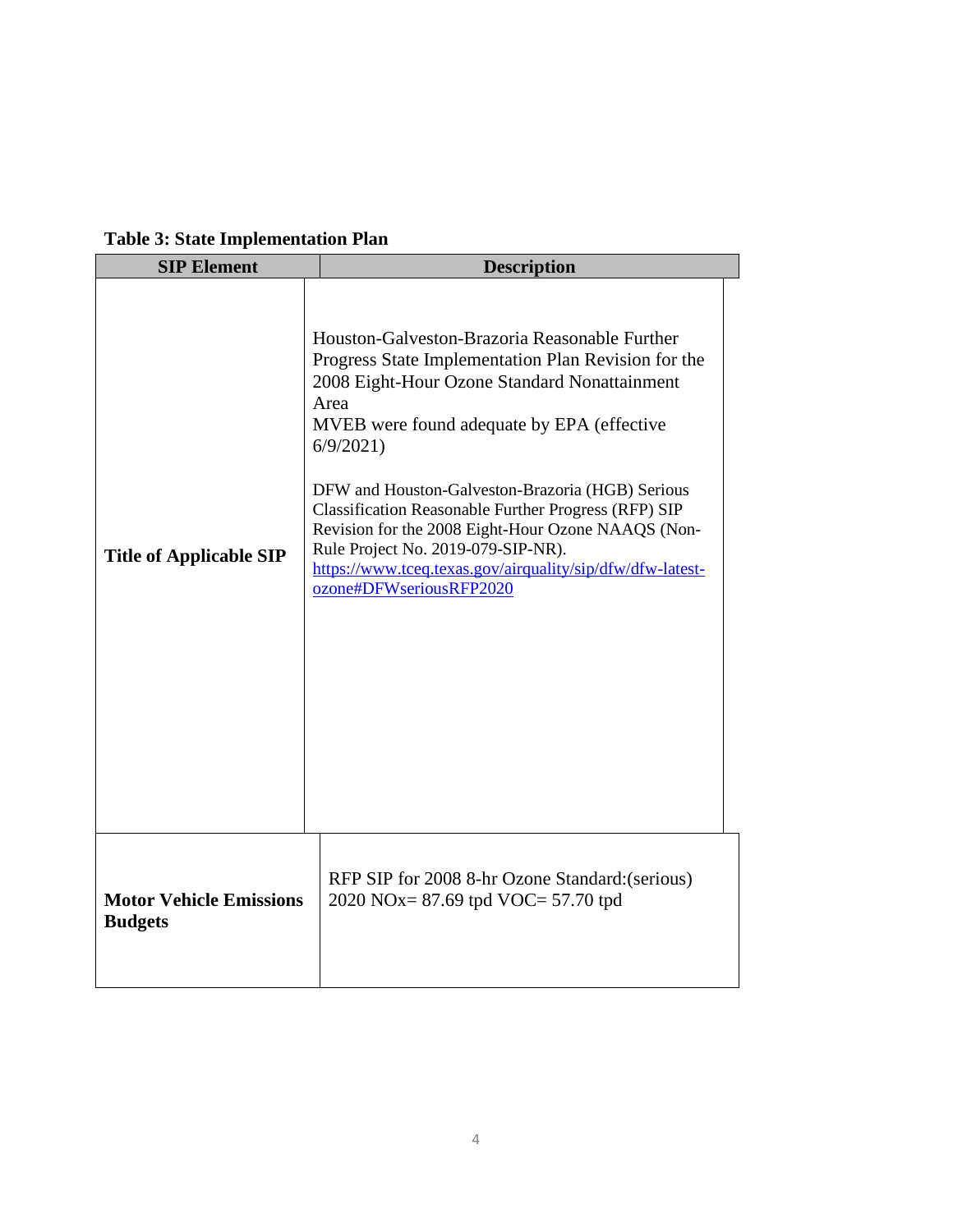**Table 3: State Implementation Plan**

| SIP Element | Description |
|---|---|
| **Title of Applicable SIP** | Houston-Galveston-Brazoria Reasonable Further Progress State Implementation Plan Revision for the 2008 Eight-Hour Ozone Standard Nonattainment Area<br>MVEB were found adequate by EPA (effective 6/9/2021)<br><br>DFW and Houston-Galveston-Brazoria (HGB) Serious Classification Reasonable Further Progress (RFP) SIP Revision for the 2008 Eight-Hour Ozone NAAQS (Non-Rule Project No. 2019-079-SIP-NR).<br>[https://www.tceq.texas.gov/airquality/sip/dfw/dfw-latest-ozone#DFWseriousRFP2020](https://www.tceq.texas.gov/airquality/sip/dfw/dfw-latest-ozone#DFWseriousRFP2020) |
| **Motor Vehicle Emissions Budgets** | RFP SIP for 2008 8-hr Ozone Standard:(serious)<br>2020 NOx= 87.69 tpd VOC= 57.70 tpd |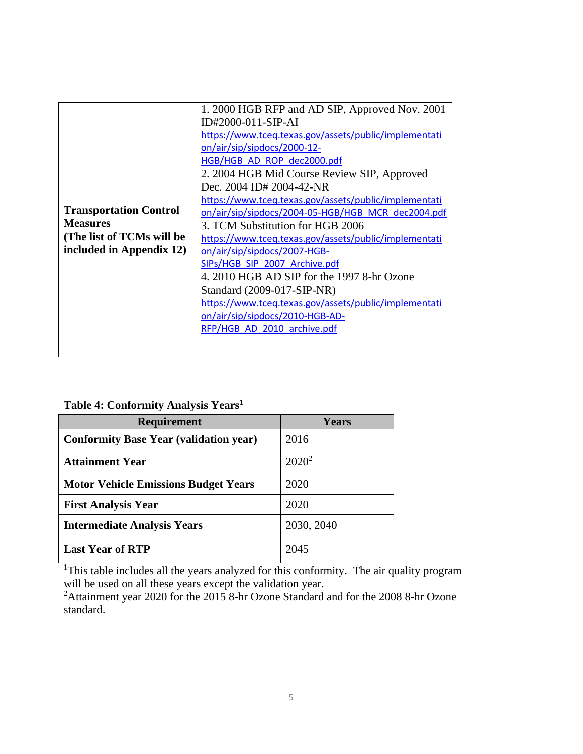| Transportation Control Measures (The list of TCMs will be included in Appendix 12) | 1. 2000 HGB RFP and AD SIP, Approved Nov. 2001 ID#2000-011-SIP-AI https://www.tceq.texas.gov/assets/public/implementation/air/sip/sipdocs/2000-12-HGB/HGB_AD_ROP_dec2000.pdf<br>2. 2004 HGB Mid Course Review SIP, Approved Dec. 2004 ID# 2004-42-NR https://www.tceq.texas.gov/assets/public/implementation/air/sip/sipdocs/2004-05-HGB/HGB_MCR_dec2004.pdf<br>3. TCM Substitution for HGB 2006 https://www.tceq.texas.gov/assets/public/implementation/air/sip/sipdocs/2007-HGB-SIPs/HGB_SIP_2007_Archive.pdf<br>4. 2010 HGB AD SIP for the 1997 8-hr Ozone Standard (2009-017-SIP-NR) https://www.tceq.texas.gov/assets/public/implementation/air/sip/sipdocs/2010-HGB-AD-RFP/HGB_AD_2010_archive.pdf |
|---|---|

**Table 4: Conformity Analysis Years[1]**

| Requirement | Years |
|---|---|
| **Conformity Base Year (validation year)** | 2016 |
| **Attainment Year** | 2020[2] |
| **Motor Vehicle Emissions Budget Years** | 2020 |
| **First Analysis Year** | 2020 |
| **Intermediate Analysis Years** | 2030, 2040 |
| **Last Year of RTP** | 2045 |

[1]This table includes all the years analyzed for this conformity. The air quality program will be used on all these years except the validation year.
[2]Attainment year 2020 for the 2015 8-hr Ozone Standard and for the 2008 8-hr Ozone standard.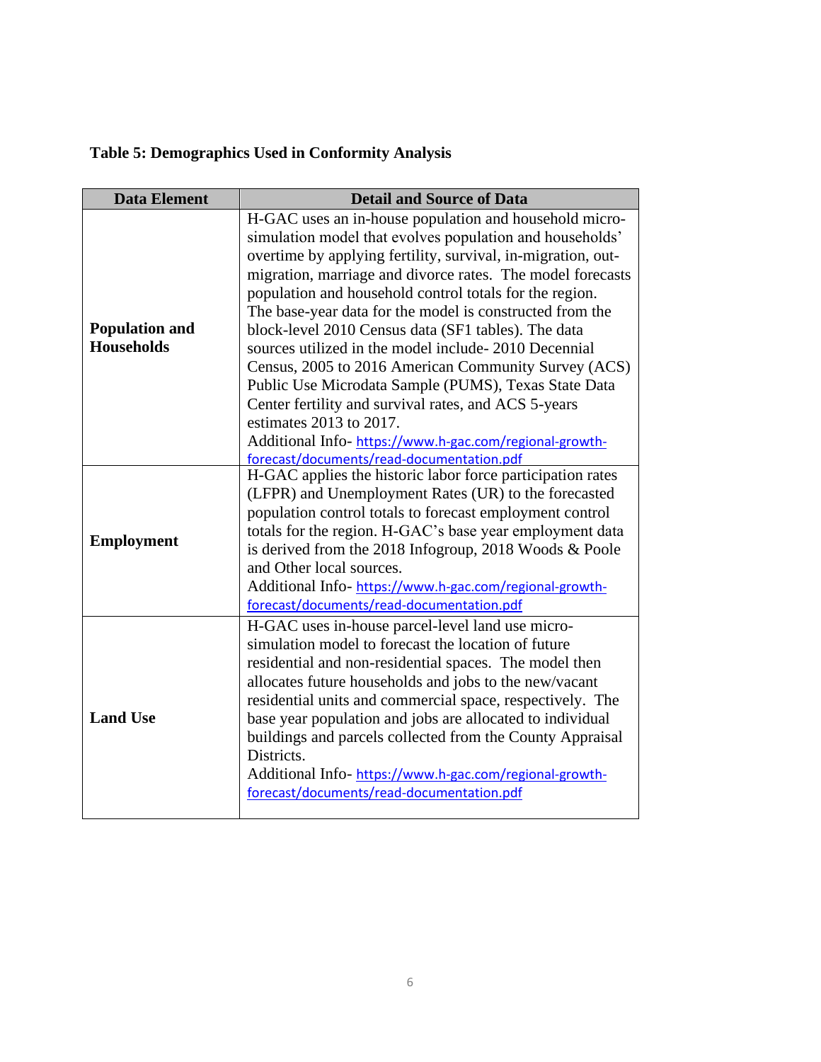**Table 5: Demographics Used in Conformity Analysis**

| Data Element | Detail and Source of Data |
|---|---|
| **Population and Households** | H-GAC uses an in-house population and household micro-simulation model that evolves population and households' overtime by applying fertility, survival, in-migration, out-migration, marriage and divorce rates. The model forecasts population and household control totals for the region. The base-year data for the model is constructed from the block-level 2010 Census data (SF1 tables). The data sources utilized in the model include- 2010 Decennial Census, 2005 to 2016 American Community Survey (ACS) Public Use Microdata Sample (PUMS), Texas State Data Center fertility and survival rates, and ACS 5-years estimates 2013 to 2017. Additional Info- https://www.h-gac.com/regional-growth-forecast/documents/read-documentation.pdf |
| **Employment** | H-GAC applies the historic labor force participation rates (LFPR) and Unemployment Rates (UR) to the forecasted population control totals to forecast employment control totals for the region. H-GAC's base year employment data is derived from the 2018 Infogroup, 2018 Woods & Poole and Other local sources. Additional Info- https://www.h-gac.com/regional-growth-forecast/documents/read-documentation.pdf |
| **Land Use** | H-GAC uses in-house parcel-level land use micro-simulation model to forecast the location of future residential and non-residential spaces. The model then allocates future households and jobs to the new/vacant residential units and commercial space, respectively. The base year population and jobs are allocated to individual buildings and parcels collected from the County Appraisal Districts. Additional Info- https://www.h-gac.com/regional-growth-forecast/documents/read-documentation.pdf |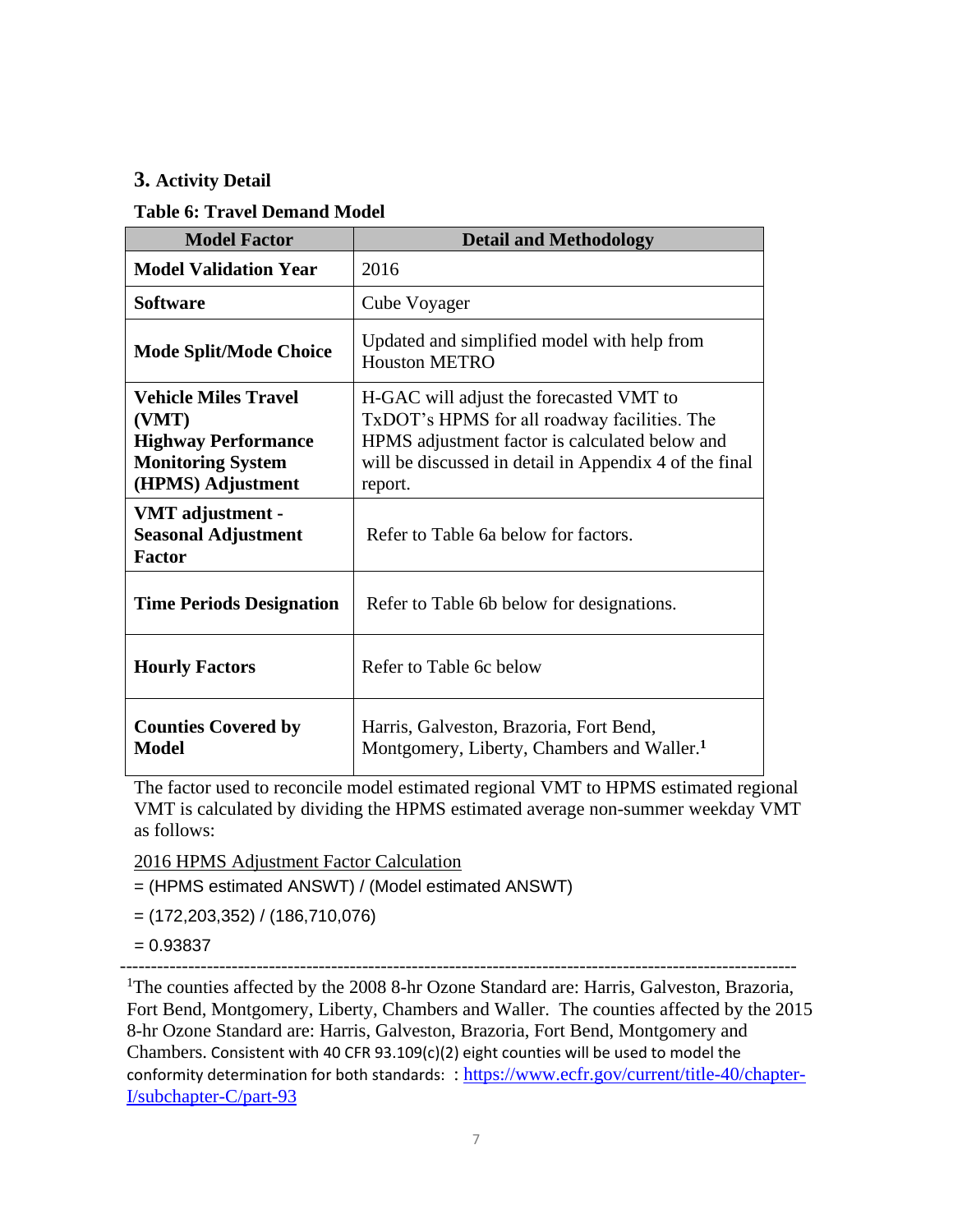## 3. Activity Detail

### Table 6: Travel Demand Model

| Model Factor | Detail and Methodology |
|---|---|
| **Model Validation Year** | 2016 |
| **Software** | Cube Voyager |
| **Mode Split/Mode Choice** | Updated and simplified model with help from Houston METRO |
| **Vehicle Miles Travel (VMT) Highway Performance Monitoring System (HPMS) Adjustment** | H-GAC will adjust the forecasted VMT to TxDOT's HPMS for all roadway facilities. The HPMS adjustment factor is calculated below and will be discussed in detail in Appendix 4 of the final report. |
| **VMT adjustment - Seasonal Adjustment Factor** | Refer to Table 6a below for factors. |
| **Time Periods Designation** | Refer to Table 6b below for designations. |
| **Hourly Factors** | Refer to Table 6c below |
| **Counties Covered by Model** | Harris, Galveston, Brazoria, Fort Bend, Montgomery, Liberty, Chambers and Waller.[1] |

The factor used to reconcile model estimated regional VMT to HPMS estimated regional VMT is calculated by dividing the HPMS estimated average non-summer weekday VMT as follows:

<u>2016 HPMS Adjustment Factor Calculation</u>

= (HPMS estimated ANSWT) / (Model estimated ANSWT)

= (172,203,352) / (186,710,076)

= 0.93837

---

[1]The counties affected by the 2008 8-hr Ozone Standard are: Harris, Galveston, Brazoria, Fort Bend, Montgomery, Liberty, Chambers and Waller. The counties affected by the 2015 8-hr Ozone Standard are: Harris, Galveston, Brazoria, Fort Bend, Montgomery and Chambers. Consistent with 40 CFR 93.109(c)(2) eight counties will be used to model the conformity determination for both standards: : [https://www.ecfr.gov/current/title-40/chapter-I/subchapter-C/part-93](https://www.ecfr.gov/current/title-40/chapter-I/subchapter-C/part-93)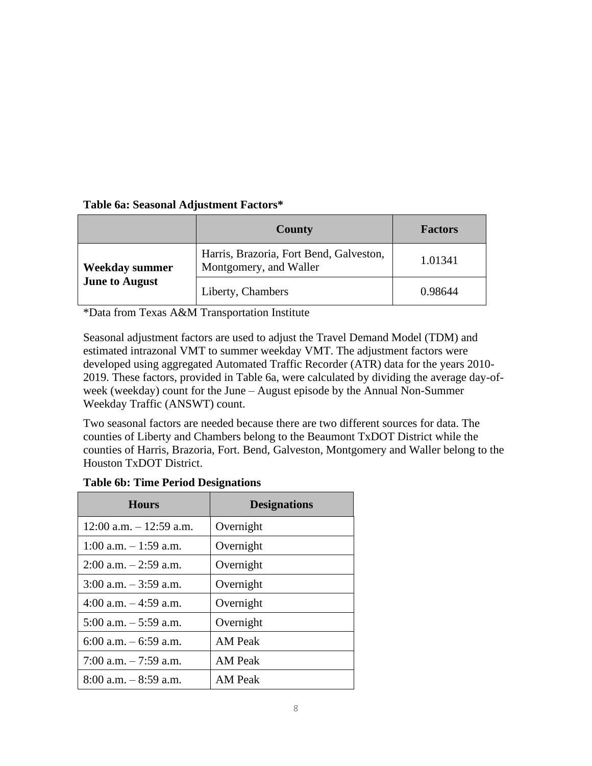**Table 6a: Seasonal Adjustment Factors***

| | County | Factors |
|---|---|---|
| **Weekday summer June to August** | Harris, Brazoria, Fort Bend, Galveston, Montgomery, and Waller | 1.01341 |
| | Liberty, Chambers | 0.98644 |

*Data from Texas A&M Transportation Institute

Seasonal adjustment factors are used to adjust the Travel Demand Model (TDM) and estimated intrazonal VMT to summer weekday VMT. The adjustment factors were developed using aggregated Automated Traffic Recorder (ATR) data for the years 2010-2019. These factors, provided in Table 6a, were calculated by dividing the average day-of-week (weekday) count for the June – August episode by the Annual Non-Summer Weekday Traffic (ANSWT) count.

Two seasonal factors are needed because there are two different sources for data. The counties of Liberty and Chambers belong to the Beaumont TxDOT District while the counties of Harris, Brazoria, Fort. Bend, Galveston, Montgomery and Waller belong to the Houston TxDOT District.

**Table 6b: Time Period Designations**

| Hours | Designations |
|---|---|
| 12:00 a.m. – 12:59 a.m. | Overnight |
| 1:00 a.m. – 1:59 a.m. | Overnight |
| 2:00 a.m. – 2:59 a.m. | Overnight |
| 3:00 a.m. – 3:59 a.m. | Overnight |
| 4:00 a.m. – 4:59 a.m. | Overnight |
| 5:00 a.m. – 5:59 a.m. | Overnight |
| 6:00 a.m. – 6:59 a.m. | AM Peak |
| 7:00 a.m. – 7:59 a.m. | AM Peak |
| 8:00 a.m. – 8:59 a.m. | AM Peak |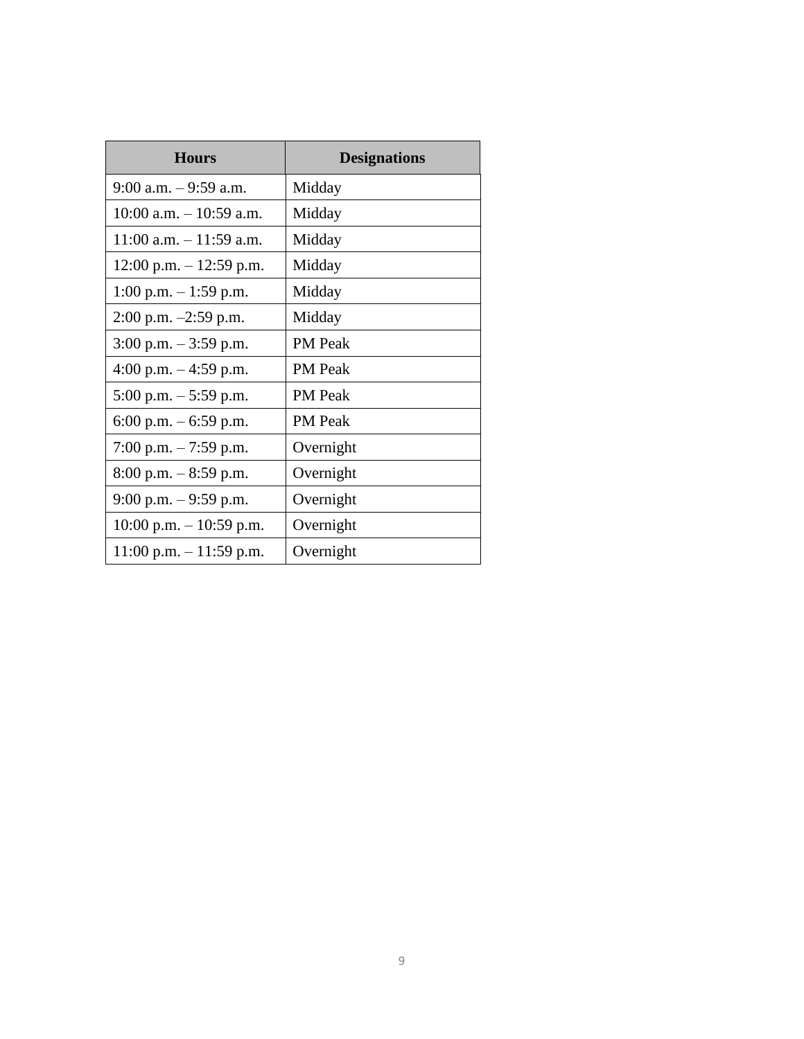| Hours | Designations |
|---|---|
| 9:00 a.m. – 9:59 a.m. | Midday |
| 10:00 a.m. – 10:59 a.m. | Midday |
| 11:00 a.m. – 11:59 a.m. | Midday |
| 12:00 p.m. – 12:59 p.m. | Midday |
| 1:00 p.m. – 1:59 p.m. | Midday |
| 2:00 p.m. –2:59 p.m. | Midday |
| 3:00 p.m. – 3:59 p.m. | PM Peak |
| 4:00 p.m. – 4:59 p.m. | PM Peak |
| 5:00 p.m. – 5:59 p.m. | PM Peak |
| 6:00 p.m. – 6:59 p.m. | PM Peak |
| 7:00 p.m. – 7:59 p.m. | Overnight |
| 8:00 p.m. – 8:59 p.m. | Overnight |
| 9:00 p.m. – 9:59 p.m. | Overnight |
| 10:00 p.m. – 10:59 p.m. | Overnight |
| 11:00 p.m. – 11:59 p.m. | Overnight |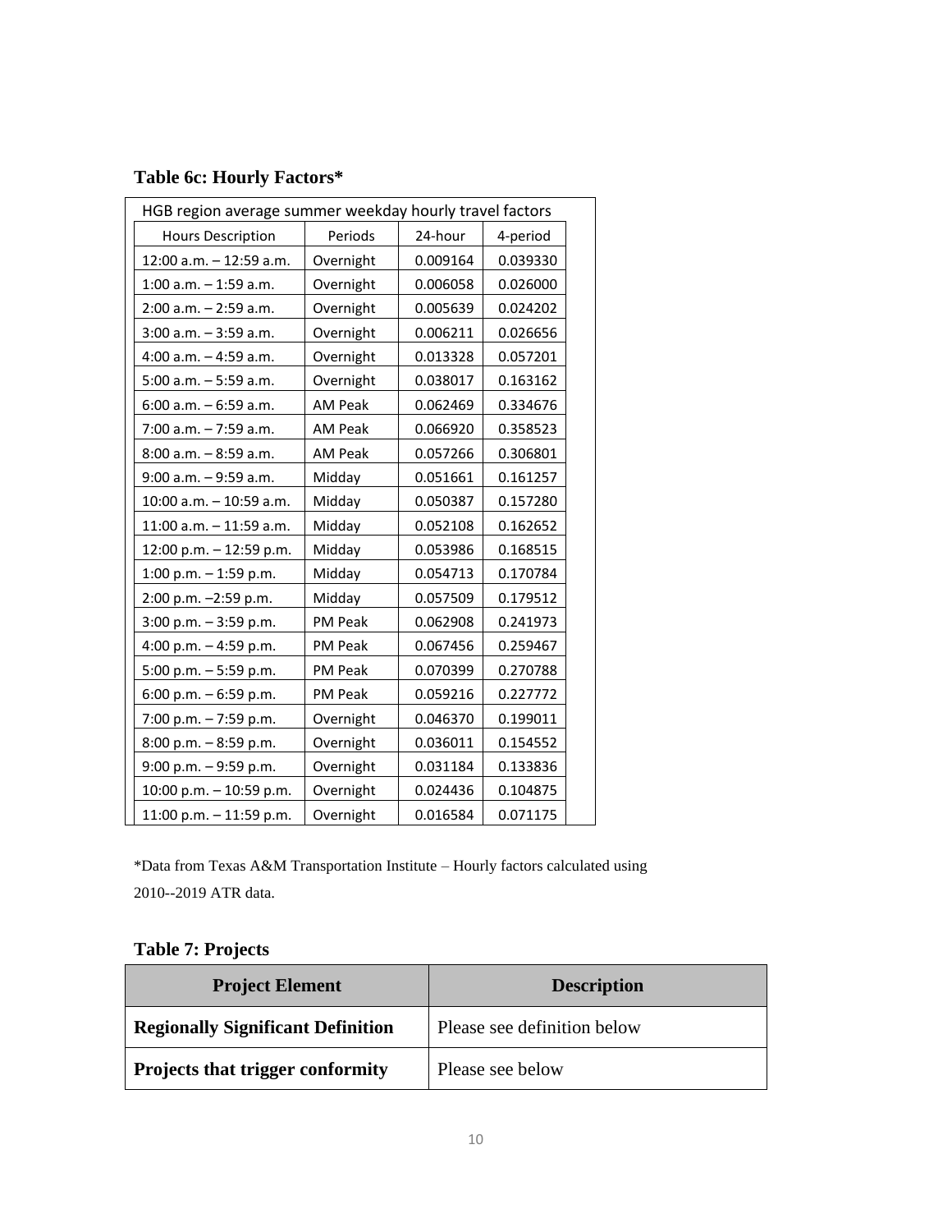**Table 6c: Hourly Factors***

| HGB region average summer weekday hourly travel factors | | | |
|---|---|---|---|
| Hours Description | Periods | 24-hour | 4-period |
| 12:00 a.m. – 12:59 a.m. | Overnight | 0.009164 | 0.039330 |
| 1:00 a.m. – 1:59 a.m. | Overnight | 0.006058 | 0.026000 |
| 2:00 a.m. – 2:59 a.m. | Overnight | 0.005639 | 0.024202 |
| 3:00 a.m. – 3:59 a.m. | Overnight | 0.006211 | 0.026656 |
| 4:00 a.m. – 4:59 a.m. | Overnight | 0.013328 | 0.057201 |
| 5:00 a.m. – 5:59 a.m. | Overnight | 0.038017 | 0.163162 |
| 6:00 a.m. – 6:59 a.m. | AM Peak | 0.062469 | 0.334676 |
| 7:00 a.m. – 7:59 a.m. | AM Peak | 0.066920 | 0.358523 |
| 8:00 a.m. – 8:59 a.m. | AM Peak | 0.057266 | 0.306801 |
| 9:00 a.m. – 9:59 a.m. | Midday | 0.051661 | 0.161257 |
| 10:00 a.m. – 10:59 a.m. | Midday | 0.050387 | 0.157280 |
| 11:00 a.m. – 11:59 a.m. | Midday | 0.052108 | 0.162652 |
| 12:00 p.m. – 12:59 p.m. | Midday | 0.053986 | 0.168515 |
| 1:00 p.m. – 1:59 p.m. | Midday | 0.054713 | 0.170784 |
| 2:00 p.m. –2:59 p.m. | Midday | 0.057509 | 0.179512 |
| 3:00 p.m. – 3:59 p.m. | PM Peak | 0.062908 | 0.241973 |
| 4:00 p.m. – 4:59 p.m. | PM Peak | 0.067456 | 0.259467 |
| 5:00 p.m. – 5:59 p.m. | PM Peak | 0.070399 | 0.270788 |
| 6:00 p.m. – 6:59 p.m. | PM Peak | 0.059216 | 0.227772 |
| 7:00 p.m. – 7:59 p.m. | Overnight | 0.046370 | 0.199011 |
| 8:00 p.m. – 8:59 p.m. | Overnight | 0.036011 | 0.154552 |
| 9:00 p.m. – 9:59 p.m. | Overnight | 0.031184 | 0.133836 |
| 10:00 p.m. – 10:59 p.m. | Overnight | 0.024436 | 0.104875 |
| 11:00 p.m. – 11:59 p.m. | Overnight | 0.016584 | 0.071175 |

*Data from Texas A&M Transportation Institute – Hourly factors calculated using 2010--2019 ATR data.

**Table 7: Projects**

| Project Element | Description |
|---|---|
| **Regionally Significant Definition** | Please see definition below |
| **Projects that trigger conformity** | Please see below |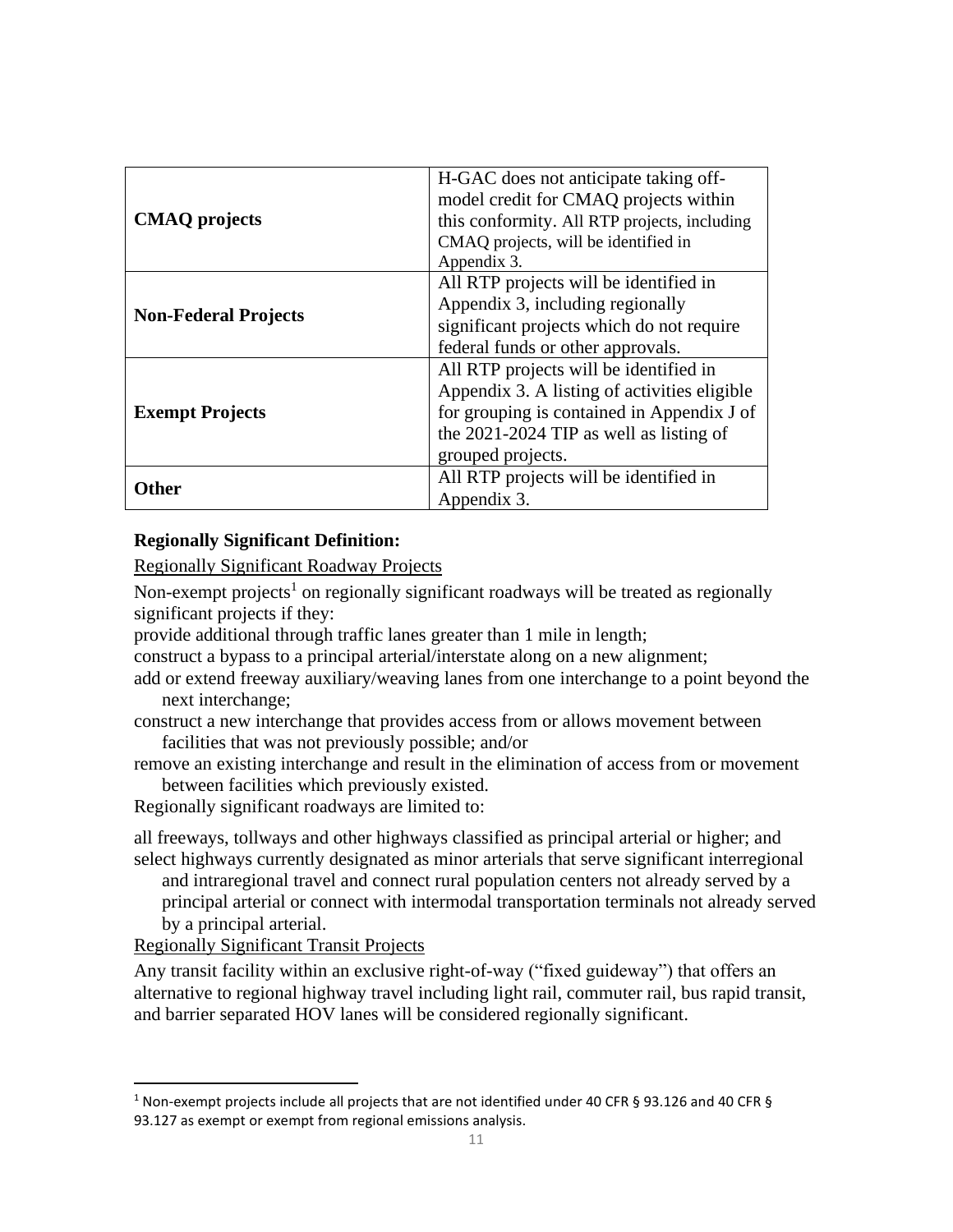| | |
|---|---|
| **CMAQ projects** | H-GAC does not anticipate taking off-model credit for CMAQ projects within this conformity. All RTP projects, including CMAQ projects, will be identified in Appendix 3. |
| **Non-Federal Projects** | All RTP projects will be identified in Appendix 3, including regionally significant projects which do not require federal funds or other approvals. |
| **Exempt Projects** | All RTP projects will be identified in Appendix 3. A listing of activities eligible for grouping is contained in Appendix J of the 2021-2024 TIP as well as listing of grouped projects. |
| **Other** | All RTP projects will be identified in Appendix 3. |

**Regionally Significant Definition:**

Regionally Significant Roadway Projects

Non-exempt projects[1] on regionally significant roadways will be treated as regionally significant projects if they:

provide additional through traffic lanes greater than 1 mile in length;

construct a bypass to a principal arterial/interstate along on a new alignment;

add or extend freeway auxiliary/weaving lanes from one interchange to a point beyond the next interchange;

construct a new interchange that provides access from or allows movement between facilities that was not previously possible; and/or

remove an existing interchange and result in the elimination of access from or movement between facilities which previously existed.

Regionally significant roadways are limited to:

all freeways, tollways and other highways classified as principal arterial or higher; and

select highways currently designated as minor arterials that serve significant interregional and intraregional travel and connect rural population centers not already served by a principal arterial or connect with intermodal transportation terminals not already served by a principal arterial.

Regionally Significant Transit Projects

Any transit facility within an exclusive right-of-way ("fixed guideway") that offers an alternative to regional highway travel including light rail, commuter rail, bus rapid transit, and barrier separated HOV lanes will be considered regionally significant.

[1] Non-exempt projects include all projects that are not identified under 40 CFR § 93.126 and 40 CFR § 93.127 as exempt or exempt from regional emissions analysis.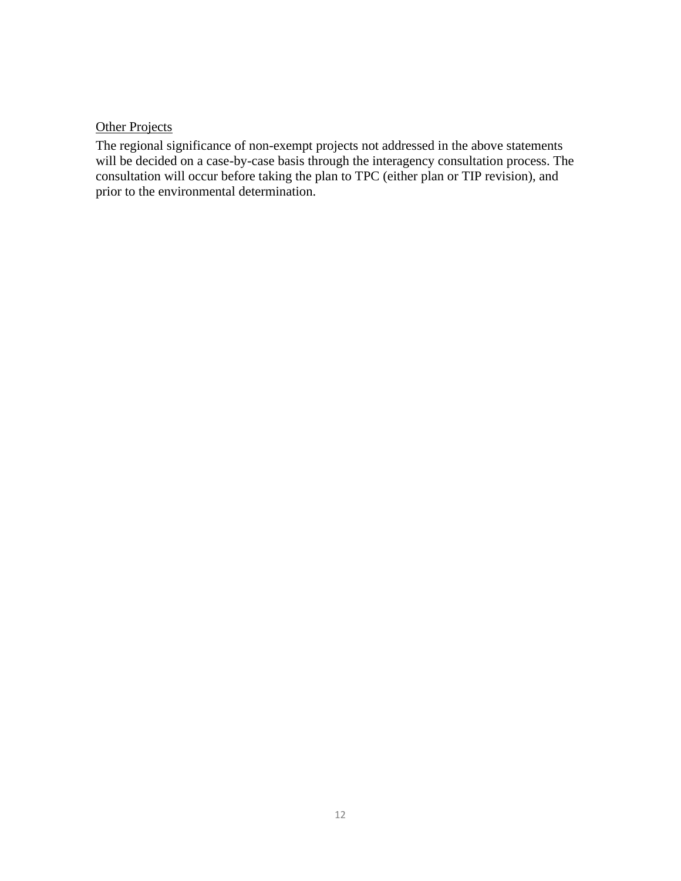<u>Other Projects</u>

The regional significance of non-exempt projects not addressed in the above statements will be decided on a case-by-case basis through the interagency consultation process. The consultation will occur before taking the plan to TPC (either plan or TIP revision), and prior to the environmental determination.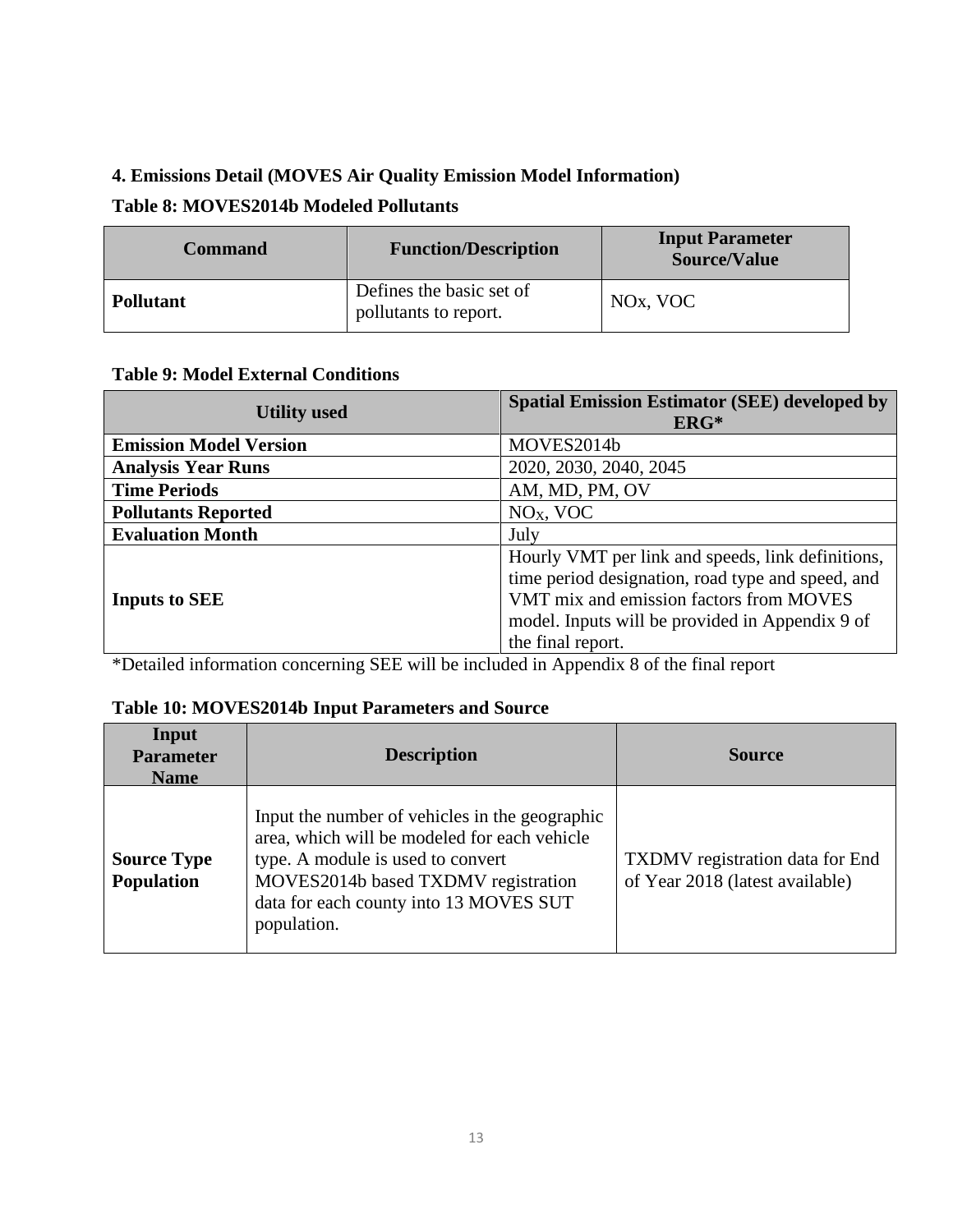## 4. Emissions Detail (MOVES Air Quality Emission Model Information)

**Table 8: MOVES2014b Modeled Pollutants**

| Command | Function/Description | Input Parameter Source/Value |
|---|---|---|
| **Pollutant** | Defines the basic set of pollutants to report. | NOx, VOC |

**Table 9: Model External Conditions**

| Utility used | Spatial Emission Estimator (SEE) developed by ERG* |
|---|---|
| **Emission Model Version** | MOVES2014b |
| **Analysis Year Runs** | 2020, 2030, 2040, 2045 |
| **Time Periods** | AM, MD, PM, OV |
| **Pollutants Reported** | $NO_X$, VOC |
| **Evaluation Month** | July |
| **Inputs to SEE** | Hourly VMT per link and speeds, link definitions, time period designation, road type and speed, and VMT mix and emission factors from MOVES model. Inputs will be provided in Appendix 9 of the final report. |

*Detailed information concerning SEE will be included in Appendix 8 of the final report

**Table 10: MOVES2014b Input Parameters and Source**

| Input Parameter Name | Description | Source |
|---|---|---|
| **Source Type Population** | Input the number of vehicles in the geographic area, which will be modeled for each vehicle type. A module is used to convert MOVES2014b based TXDMV registration data for each county into 13 MOVES SUT population. | TXDMV registration data for End of Year 2018 (latest available) |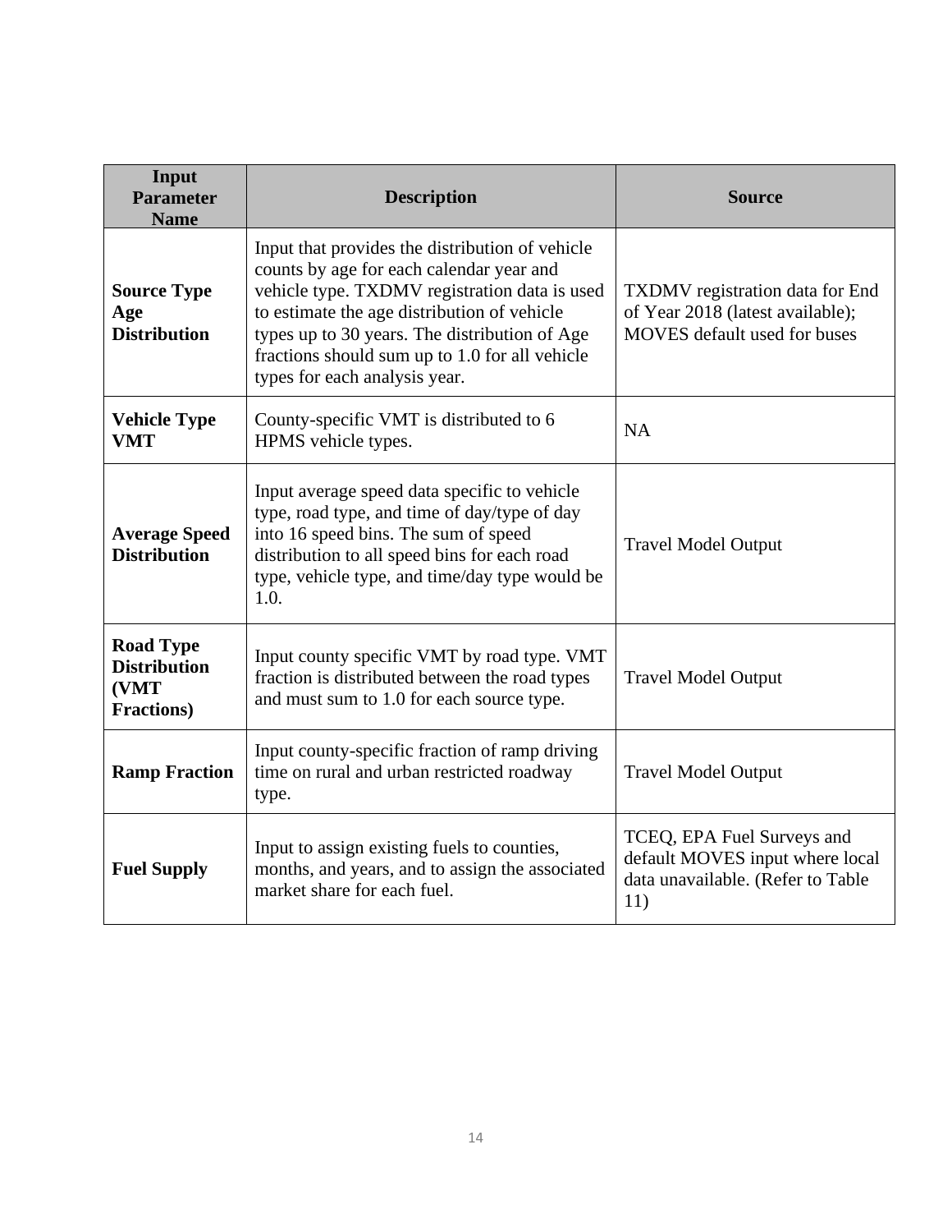| Input Parameter Name | Description | Source |
| --- | --- | --- |
| **Source Type Age Distribution** | Input that provides the distribution of vehicle counts by age for each calendar year and vehicle type. TXDMV registration data is used to estimate the age distribution of vehicle types up to 30 years. The distribution of Age fractions should sum up to 1.0 for all vehicle types for each analysis year. | TXDMV registration data for End of Year 2018 (latest available); MOVES default used for buses |
| **Vehicle Type VMT** | County-specific VMT is distributed to 6 HPMS vehicle types. | NA |
| **Average Speed Distribution** | Input average speed data specific to vehicle type, road type, and time of day/type of day into 16 speed bins. The sum of speed distribution to all speed bins for each road type, vehicle type, and time/day type would be 1.0. | Travel Model Output |
| **Road Type Distribution (VMT Fractions)** | Input county specific VMT by road type. VMT fraction is distributed between the road types and must sum to 1.0 for each source type. | Travel Model Output |
| **Ramp Fraction** | Input county-specific fraction of ramp driving time on rural and urban restricted roadway type. | Travel Model Output |
| **Fuel Supply** | Input to assign existing fuels to counties, months, and years, and to assign the associated market share for each fuel. | TCEQ, EPA Fuel Surveys and default MOVES input where local data unavailable. (Refer to Table 11) |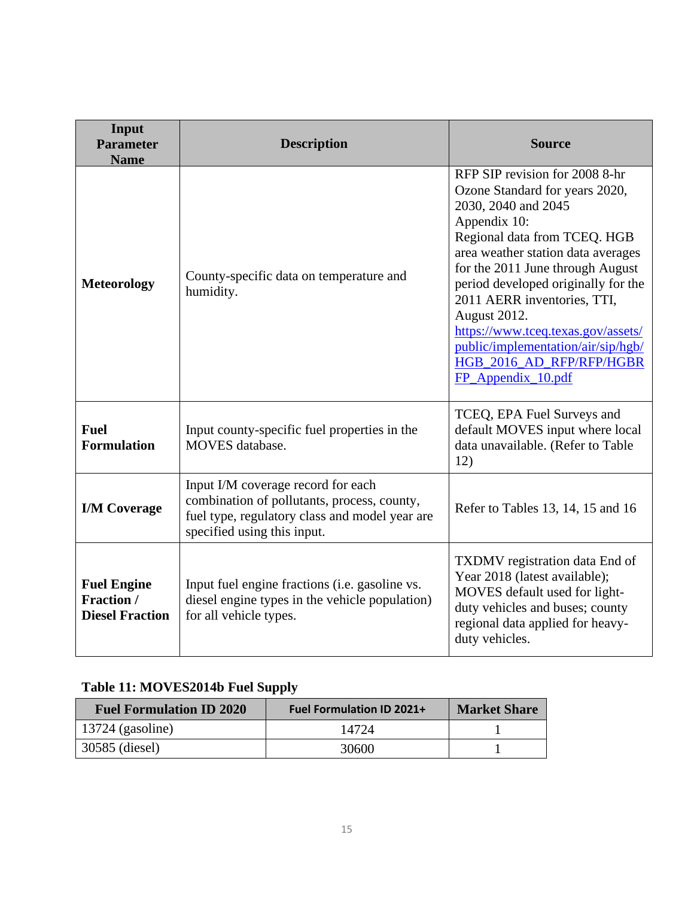| Input Parameter Name | Description | Source |
|---|---|---|
| **Meteorology** | County-specific data on temperature and humidity. | RFP SIP revision for 2008 8-hr Ozone Standard for years 2020, 2030, 2040 and 2045 Appendix 10: Regional data from TCEQ. HGB area weather station data averages for the 2011 June through August period developed originally for the 2011 AERR inventories, TTI, August 2012. [https://www.tceq.texas.gov/assets/public/implementation/air/sip/hgb/HGB_2016_AD_RFP/RFP/HGBRFP_Appendix_10.pdf](https://www.tceq.texas.gov/assets/public/implementation/air/sip/hgb/HGB_2016_AD_RFP/RFP/HGBRFP_Appendix_10.pdf) |
| **Fuel Formulation** | Input county-specific fuel properties in the MOVES database. | TCEQ, EPA Fuel Surveys and default MOVES input where local data unavailable. (Refer to Table 12) |
| **I/M Coverage** | Input I/M coverage record for each combination of pollutants, process, county, fuel type, regulatory class and model year are specified using this input. | Refer to Tables 13, 14, 15 and 16 |
| **Fuel Engine Fraction / Diesel Fraction** | Input fuel engine fractions (i.e. gasoline vs. diesel engine types in the vehicle population) for all vehicle types. | TXDMV registration data End of Year 2018 (latest available); MOVES default used for light-duty vehicles and buses; county regional data applied for heavy-duty vehicles. |

**Table 11: MOVES2014b Fuel Supply**

| Fuel Formulation ID 2020 | Fuel Formulation ID 2021+ | Market Share |
|---|---|---|
| 13724 (gasoline) | 14724 | 1 |
| 30585 (diesel) | 30600 | 1 |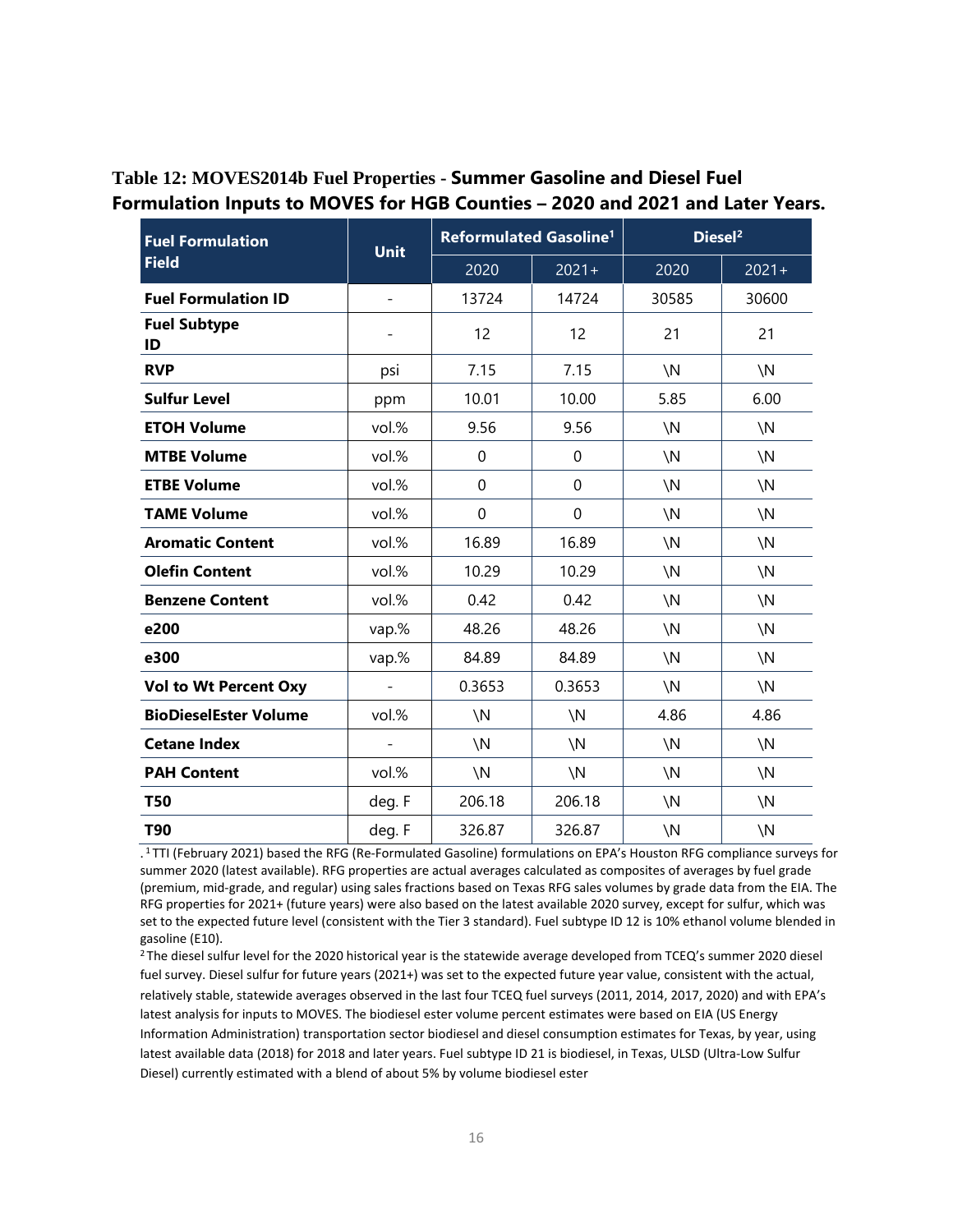**Table 12: MOVES2014b Fuel Properties - Summer Gasoline and Diesel Fuel Formulation Inputs to MOVES for HGB Counties – 2020 and 2021 and Later Years.**

| Fuel Formulation Field | Unit | Reformulated Gasoline[1] | | Diesel[2] | |
|---|---|---|---|---|---|
| | | 2020 | 2021+ | 2020 | 2021+ |
| **Fuel Formulation ID** | - | 13724 | 14724 | 30585 | 30600 |
| **Fuel Subtype ID** | - | 12 | 12 | 21 | 21 |
| **RVP** | psi | 7.15 | 7.15 | \N | \N |
| **Sulfur Level** | ppm | 10.01 | 10.00 | 5.85 | 6.00 |
| **ETOH Volume** | vol.% | 9.56 | 9.56 | \N | \N |
| **MTBE Volume** | vol.% | 0 | 0 | \N | \N |
| **ETBE Volume** | vol.% | 0 | 0 | \N | \N |
| **TAME Volume** | vol.% | 0 | 0 | \N | \N |
| **Aromatic Content** | vol.% | 16.89 | 16.89 | \N | \N |
| **Olefin Content** | vol.% | 10.29 | 10.29 | \N | \N |
| **Benzene Content** | vol.% | 0.42 | 0.42 | \N | \N |
| **e200** | vap.% | 48.26 | 48.26 | \N | \N |
| **e300** | vap.% | 84.89 | 84.89 | \N | \N |
| **Vol to Wt Percent Oxy** | - | 0.3653 | 0.3653 | \N | \N |
| **BioDieselEster Volume** | vol.% | \N | \N | 4.86 | 4.86 |
| **Cetane Index** | - | \N | \N | \N | \N |
| **PAH Content** | vol.% | \N | \N | \N | \N |
| **T50** | deg. F | 206.18 | 206.18 | \N | \N |
| **T90** | deg. F | 326.87 | 326.87 | \N | \N |

. [1] TTI (February 2021) based the RFG (Re-Formulated Gasoline) formulations on EPA's Houston RFG compliance surveys for summer 2020 (latest available). RFG properties are actual averages calculated as composites of averages by fuel grade (premium, mid-grade, and regular) using sales fractions based on Texas RFG sales volumes by grade data from the EIA. The RFG properties for 2021+ (future years) were also based on the latest available 2020 survey, except for sulfur, which was set to the expected future level (consistent with the Tier 3 standard). Fuel subtype ID 12 is 10% ethanol volume blended in gasoline (E10).

[2] The diesel sulfur level for the 2020 historical year is the statewide average developed from TCEQ's summer 2020 diesel fuel survey. Diesel sulfur for future years (2021+) was set to the expected future year value, consistent with the actual, relatively stable, statewide averages observed in the last four TCEQ fuel surveys (2011, 2014, 2017, 2020) and with EPA's latest analysis for inputs to MOVES. The biodiesel ester volume percent estimates were based on EIA (US Energy Information Administration) transportation sector biodiesel and diesel consumption estimates for Texas, by year, using latest available data (2018) for 2018 and later years. Fuel subtype ID 21 is biodiesel, in Texas, ULSD (Ultra-Low Sulfur Diesel) currently estimated with a blend of about 5% by volume biodiesel ester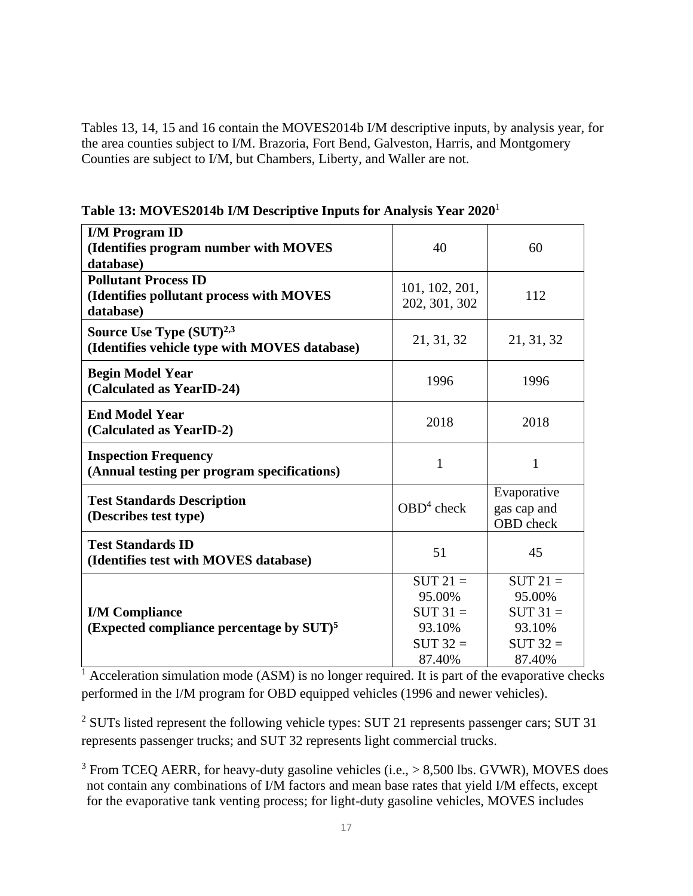Tables 13, 14, 15 and 16 contain the MOVES2014b I/M descriptive inputs, by analysis year, for the area counties subject to I/M. Brazoria, Fort Bend, Galveston, Harris, and Montgomery Counties are subject to I/M, but Chambers, Liberty, and Waller are not.

**Table 13: MOVES2014b I/M Descriptive Inputs for Analysis Year 2020**[1]

| | | |
|---|---|---|
| **I/M Program ID (Identifies program number with MOVES database)** | 40 | 60 |
| **Pollutant Process ID (Identifies pollutant process with MOVES database)** | 101, 102, 201, 202, 301, 302 | 112 |
| **Source Use Type (SUT)[2,3] (Identifies vehicle type with MOVES database)** | 21, 31, 32 | 21, 31, 32 |
| **Begin Model Year (Calculated as YearID-24)** | 1996 | 1996 |
| **End Model Year (Calculated as YearID-2)** | 2018 | 2018 |
| **Inspection Frequency (Annual testing per program specifications)** | 1 | 1 |
| **Test Standards Description (Describes test type)** | OBD[4] check | Evaporative gas cap and OBD check |
| **Test Standards ID (Identifies test with MOVES database)** | 51 | 45 |
| **I/M Compliance (Expected compliance percentage by SUT)[5]** | SUT 21 = 95.00% SUT 31 = 93.10% SUT 32 = 87.40% | SUT 21 = 95.00% SUT 31 = 93.10% SUT 32 = 87.40% |

[1] Acceleration simulation mode (ASM) is no longer required. It is part of the evaporative checks performed in the I/M program for OBD equipped vehicles (1996 and newer vehicles).

[2] SUTs listed represent the following vehicle types: SUT 21 represents passenger cars; SUT 31 represents passenger trucks; and SUT 32 represents light commercial trucks.

[3] From TCEQ AERR, for heavy-duty gasoline vehicles (i.e., > 8,500 lbs. GVWR), MOVES does not contain any combinations of I/M factors and mean base rates that yield I/M effects, except for the evaporative tank venting process; for light-duty gasoline vehicles, MOVES includes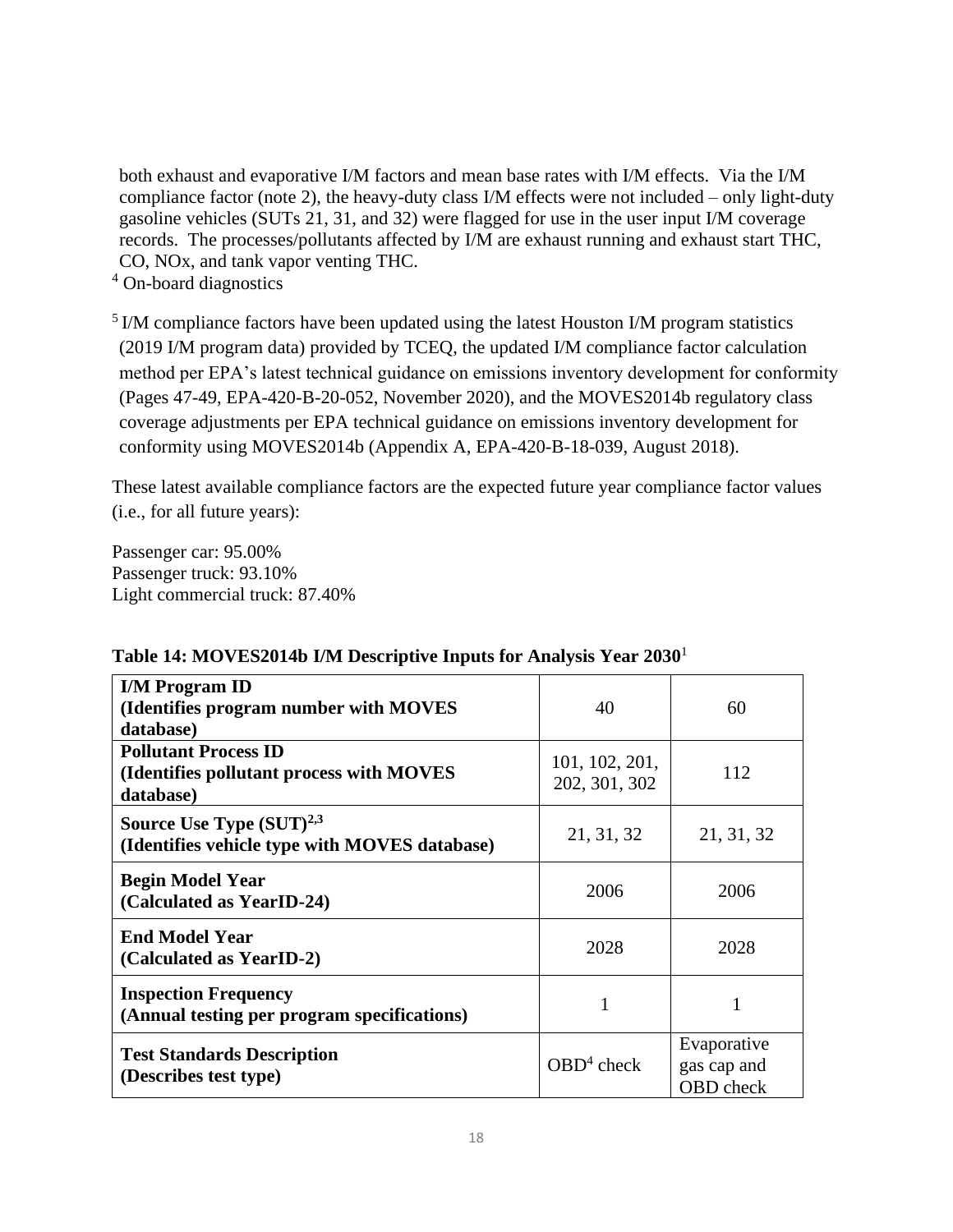both exhaust and evaporative I/M factors and mean base rates with I/M effects. Via the I/M compliance factor (note 2), the heavy-duty class I/M effects were not included – only light-duty gasoline vehicles (SUTs 21, 31, and 32) were flagged for use in the user input I/M coverage records. The processes/pollutants affected by I/M are exhaust running and exhaust start THC, CO, NOx, and tank vapor venting THC.

[4] On-board diagnostics

[5] I/M compliance factors have been updated using the latest Houston I/M program statistics (2019 I/M program data) provided by TCEQ, the updated I/M compliance factor calculation method per EPA's latest technical guidance on emissions inventory development for conformity (Pages 47-49, EPA-420-B-20-052, November 2020), and the MOVES2014b regulatory class coverage adjustments per EPA technical guidance on emissions inventory development for conformity using MOVES2014b (Appendix A, EPA-420-B-18-039, August 2018).

These latest available compliance factors are the expected future year compliance factor values (i.e., for all future years):

Passenger car: 95.00%
Passenger truck: 93.10%
Light commercial truck: 87.40%

**Table 14: MOVES2014b I/M Descriptive Inputs for Analysis Year 2030**[1]

| **I/M Program ID (Identifies program number with MOVES database)** | 40 | 60 |
|---|---|---|
| **Pollutant Process ID (Identifies pollutant process with MOVES database)** | 101, 102, 201, 202, 301, 302 | 112 |
| **Source Use Type (SUT)[2,3] (Identifies vehicle type with MOVES database)** | 21, 31, 32 | 21, 31, 32 |
| **Begin Model Year (Calculated as YearID-24)** | 2006 | 2006 |
| **End Model Year (Calculated as YearID-2)** | 2028 | 2028 |
| **Inspection Frequency (Annual testing per program specifications)** | 1 | 1 |
| **Test Standards Description (Describes test type)** | OBD[4] check | Evaporative gas cap and OBD check |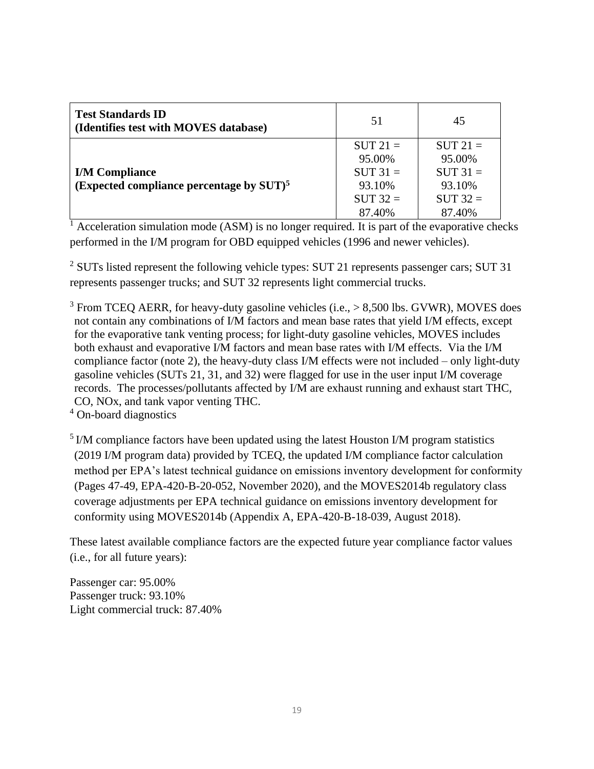| **Test Standards ID (Identifies test with MOVES database)** | 51 | 45 |
| --- | --- | --- |
| **I/M Compliance (Expected compliance percentage by SUT)[5]** | SUT 21 = 95.00% SUT 31 = 93.10% SUT 32 = 87.40% | SUT 21 = 95.00% SUT 31 = 93.10% SUT 32 = 87.40% |

[1] Acceleration simulation mode (ASM) is no longer required. It is part of the evaporative checks performed in the I/M program for OBD equipped vehicles (1996 and newer vehicles).

[2] SUTs listed represent the following vehicle types: SUT 21 represents passenger cars; SUT 31 represents passenger trucks; and SUT 32 represents light commercial trucks.

[3] From TCEQ AERR, for heavy-duty gasoline vehicles (i.e., > 8,500 lbs. GVWR), MOVES does not contain any combinations of I/M factors and mean base rates that yield I/M effects, except for the evaporative tank venting process; for light-duty gasoline vehicles, MOVES includes both exhaust and evaporative I/M factors and mean base rates with I/M effects. Via the I/M compliance factor (note 2), the heavy-duty class I/M effects were not included – only light-duty gasoline vehicles (SUTs 21, 31, and 32) were flagged for use in the user input I/M coverage records. The processes/pollutants affected by I/M are exhaust running and exhaust start THC, CO, NOx, and tank vapor venting THC.

[4] On-board diagnostics

[5] I/M compliance factors have been updated using the latest Houston I/M program statistics (2019 I/M program data) provided by TCEQ, the updated I/M compliance factor calculation method per EPA's latest technical guidance on emissions inventory development for conformity (Pages 47-49, EPA-420-B-20-052, November 2020), and the MOVES2014b regulatory class coverage adjustments per EPA technical guidance on emissions inventory development for conformity using MOVES2014b (Appendix A, EPA-420-B-18-039, August 2018).

These latest available compliance factors are the expected future year compliance factor values (i.e., for all future years):

Passenger car: 95.00%
Passenger truck: 93.10%
Light commercial truck: 87.40%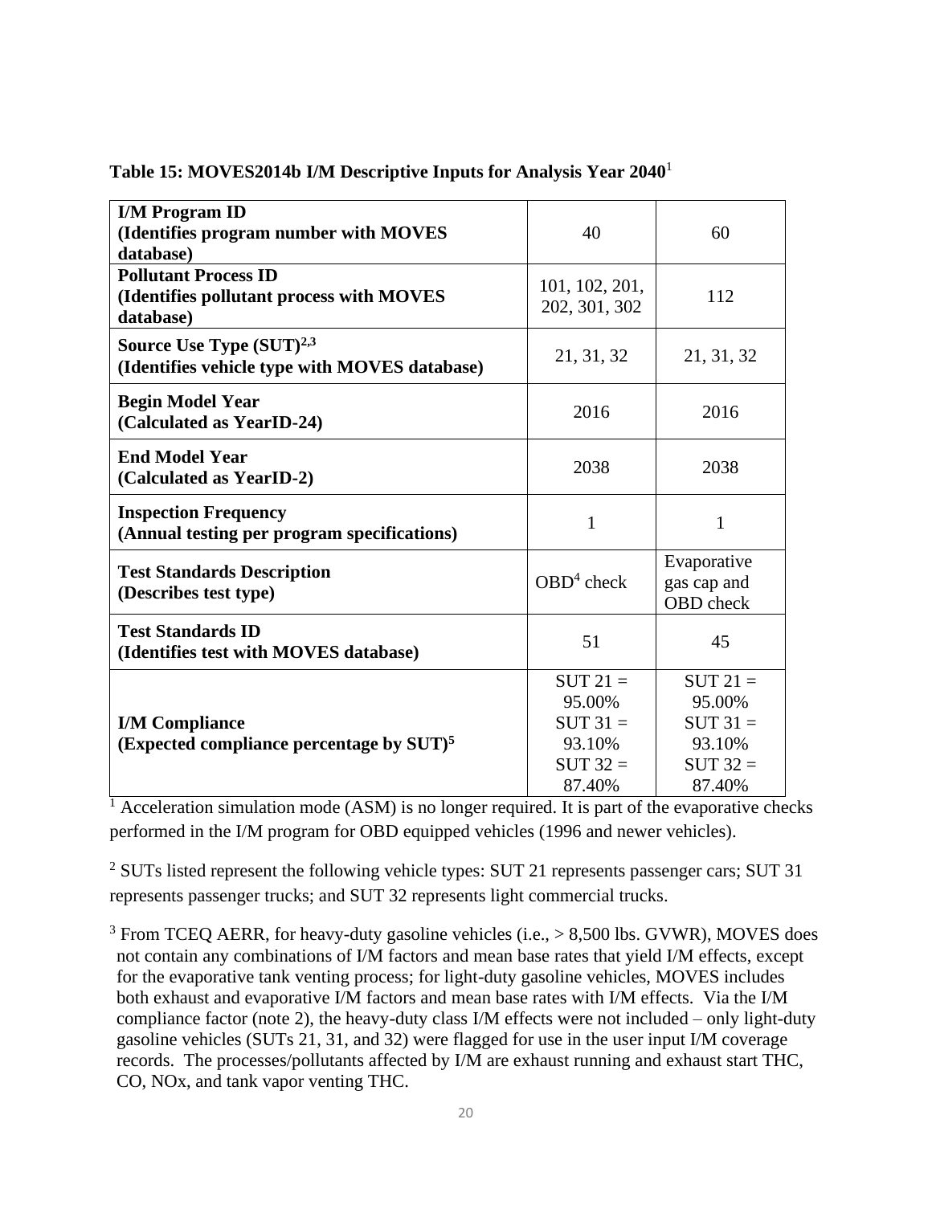**Table 15: MOVES2014b I/M Descriptive Inputs for Analysis Year 2040**[1]

| | | |
|---|---|---|
| **I/M Program ID (Identifies program number with MOVES database)** | 40 | 60 |
| **Pollutant Process ID (Identifies pollutant process with MOVES database)** | 101, 102, 201, 202, 301, 302 | 112 |
| **Source Use Type (SUT)**[2,3] **(Identifies vehicle type with MOVES database)** | 21, 31, 32 | 21, 31, 32 |
| **Begin Model Year (Calculated as YearID-24)** | 2016 | 2016 |
| **End Model Year (Calculated as YearID-2)** | 2038 | 2038 |
| **Inspection Frequency (Annual testing per program specifications)** | 1 | 1 |
| **Test Standards Description (Describes test type)** | OBD[4] check | Evaporative gas cap and OBD check |
| **Test Standards ID (Identifies test with MOVES database)** | 51 | 45 |
| **I/M Compliance (Expected compliance percentage by SUT)**[5] | SUT 21 = 95.00% SUT 31 = 93.10% SUT 32 = 87.40% | SUT 21 = 95.00% SUT 31 = 93.10% SUT 32 = 87.40% |

[1] Acceleration simulation mode (ASM) is no longer required. It is part of the evaporative checks performed in the I/M program for OBD equipped vehicles (1996 and newer vehicles).

[2] SUTs listed represent the following vehicle types: SUT 21 represents passenger cars; SUT 31 represents passenger trucks; and SUT 32 represents light commercial trucks.

[3] From TCEQ AERR, for heavy-duty gasoline vehicles (i.e., > 8,500 lbs. GVWR), MOVES does not contain any combinations of I/M factors and mean base rates that yield I/M effects, except for the evaporative tank venting process; for light-duty gasoline vehicles, MOVES includes both exhaust and evaporative I/M factors and mean base rates with I/M effects. Via the I/M compliance factor (note 2), the heavy-duty class I/M effects were not included – only light-duty gasoline vehicles (SUTs 21, 31, and 32) were flagged for use in the user input I/M coverage records. The processes/pollutants affected by I/M are exhaust running and exhaust start THC, CO, NOx, and tank vapor venting THC.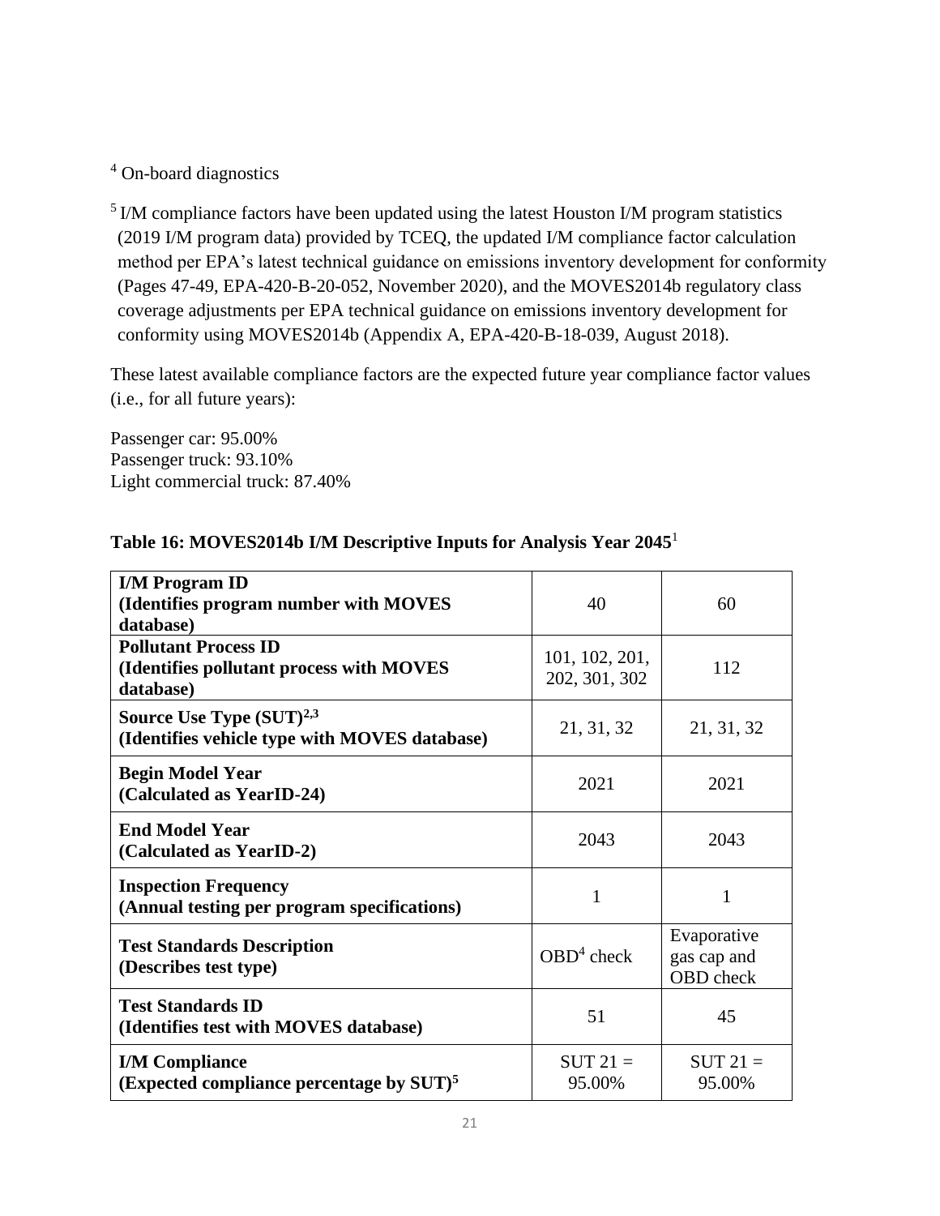[4] On-board diagnostics

[5] I/M compliance factors have been updated using the latest Houston I/M program statistics (2019 I/M program data) provided by TCEQ, the updated I/M compliance factor calculation method per EPA's latest technical guidance on emissions inventory development for conformity (Pages 47-49, EPA-420-B-20-052, November 2020), and the MOVES2014b regulatory class coverage adjustments per EPA technical guidance on emissions inventory development for conformity using MOVES2014b (Appendix A, EPA-420-B-18-039, August 2018).

These latest available compliance factors are the expected future year compliance factor values (i.e., for all future years):

Passenger car: 95.00%
Passenger truck: 93.10%
Light commercial truck: 87.40%

**Table 16: MOVES2014b I/M Descriptive Inputs for Analysis Year 2045**[1]

| **I/M Program ID (Identifies program number with MOVES database)** | 40 | 60 |
|---|---|---|
| **Pollutant Process ID (Identifies pollutant process with MOVES database)** | 101, 102, 201, 202, 301, 302 | 112 |
| **Source Use Type (SUT)[2,3] (Identifies vehicle type with MOVES database)** | 21, 31, 32 | 21, 31, 32 |
| **Begin Model Year (Calculated as YearID-24)** | 2021 | 2021 |
| **End Model Year (Calculated as YearID-2)** | 2043 | 2043 |
| **Inspection Frequency (Annual testing per program specifications)** | 1 | 1 |
| **Test Standards Description (Describes test type)** | OBD[4] check | Evaporative gas cap and OBD check |
| **Test Standards ID (Identifies test with MOVES database)** | 51 | 45 |
| **I/M Compliance (Expected compliance percentage by SUT)[5]** | SUT 21 = 95.00% | SUT 21 = 95.00% |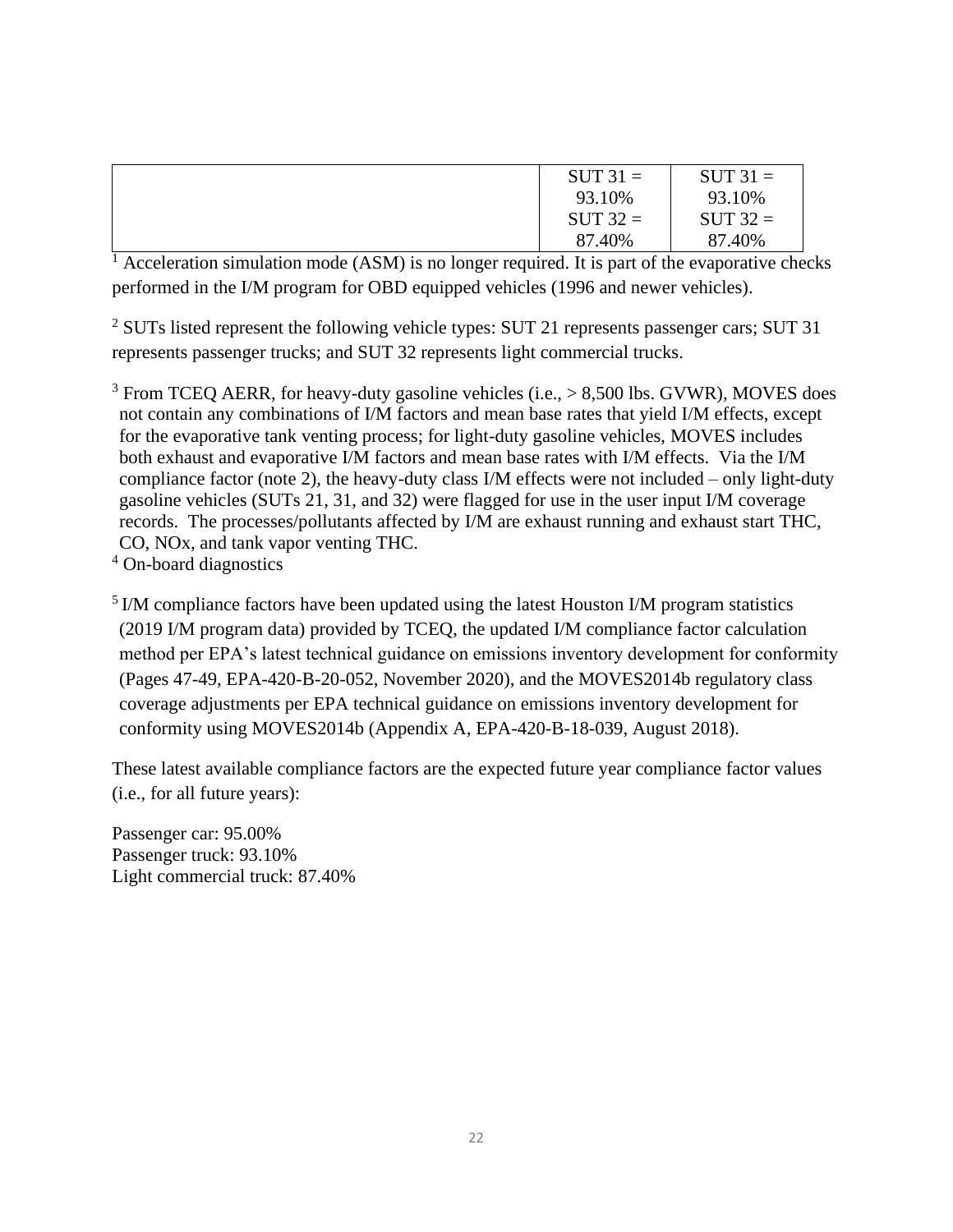| | | |
|---|---|---|
| | SUT 31 = 93.10% SUT 32 = 87.40% | SUT 31 = 93.10% SUT 32 = 87.40% |

[1] Acceleration simulation mode (ASM) is no longer required. It is part of the evaporative checks performed in the I/M program for OBD equipped vehicles (1996 and newer vehicles).

[2] SUTs listed represent the following vehicle types: SUT 21 represents passenger cars; SUT 31 represents passenger trucks; and SUT 32 represents light commercial trucks.

[3] From TCEQ AERR, for heavy-duty gasoline vehicles (i.e., > 8,500 lbs. GVWR), MOVES does not contain any combinations of I/M factors and mean base rates that yield I/M effects, except for the evaporative tank venting process; for light-duty gasoline vehicles, MOVES includes both exhaust and evaporative I/M factors and mean base rates with I/M effects. Via the I/M compliance factor (note 2), the heavy-duty class I/M effects were not included – only light-duty gasoline vehicles (SUTs 21, 31, and 32) were flagged for use in the user input I/M coverage records. The processes/pollutants affected by I/M are exhaust running and exhaust start THC, CO, NOx, and tank vapor venting THC.

[4] On-board diagnostics

[5] I/M compliance factors have been updated using the latest Houston I/M program statistics (2019 I/M program data) provided by TCEQ, the updated I/M compliance factor calculation method per EPA's latest technical guidance on emissions inventory development for conformity (Pages 47-49, EPA-420-B-20-052, November 2020), and the MOVES2014b regulatory class coverage adjustments per EPA technical guidance on emissions inventory development for conformity using MOVES2014b (Appendix A, EPA-420-B-18-039, August 2018).

These latest available compliance factors are the expected future year compliance factor values (i.e., for all future years):

Passenger car: 95.00%
Passenger truck: 93.10%
Light commercial truck: 87.40%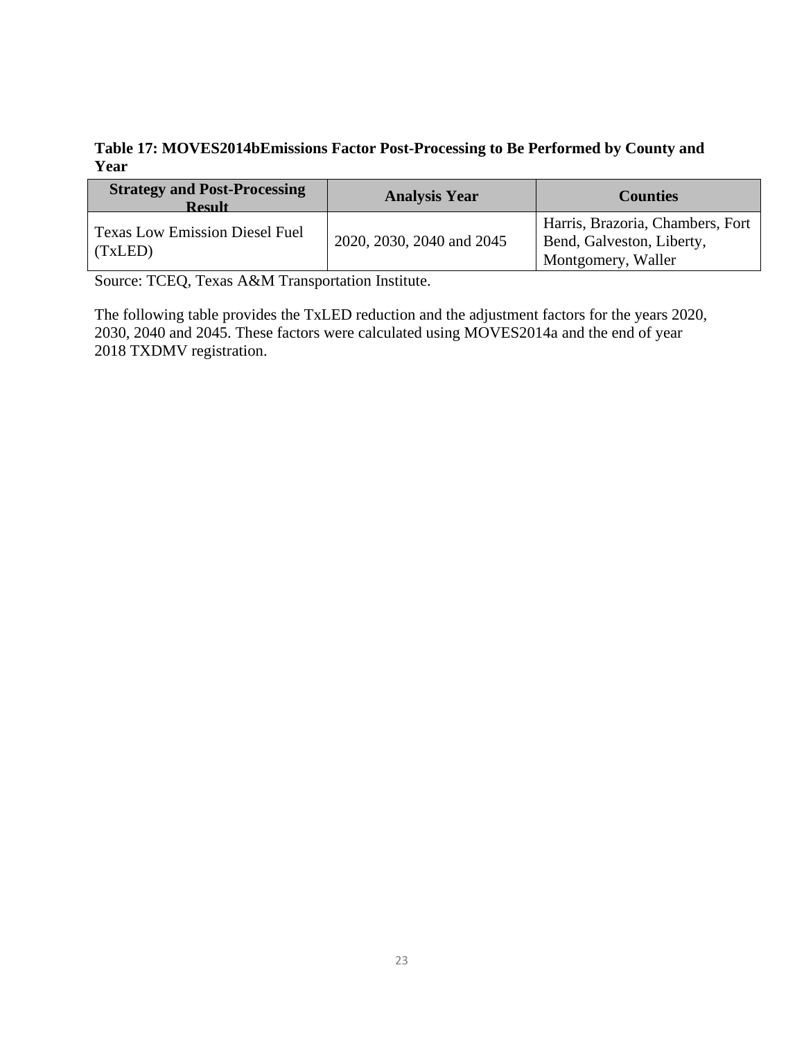**Table 17: MOVES2014bEmissions Factor Post-Processing to Be Performed by County and Year**

| Strategy and Post-Processing Result | Analysis Year | Counties |
|---|---|---|
| Texas Low Emission Diesel Fuel (TxLED) | 2020, 2030, 2040 and 2045 | Harris, Brazoria, Chambers, Fort Bend, Galveston, Liberty, Montgomery, Waller |

Source: TCEQ, Texas A&M Transportation Institute.

The following table provides the TxLED reduction and the adjustment factors for the years 2020, 2030, 2040 and 2045. These factors were calculated using MOVES2014a and the end of year 2018 TXDMV registration.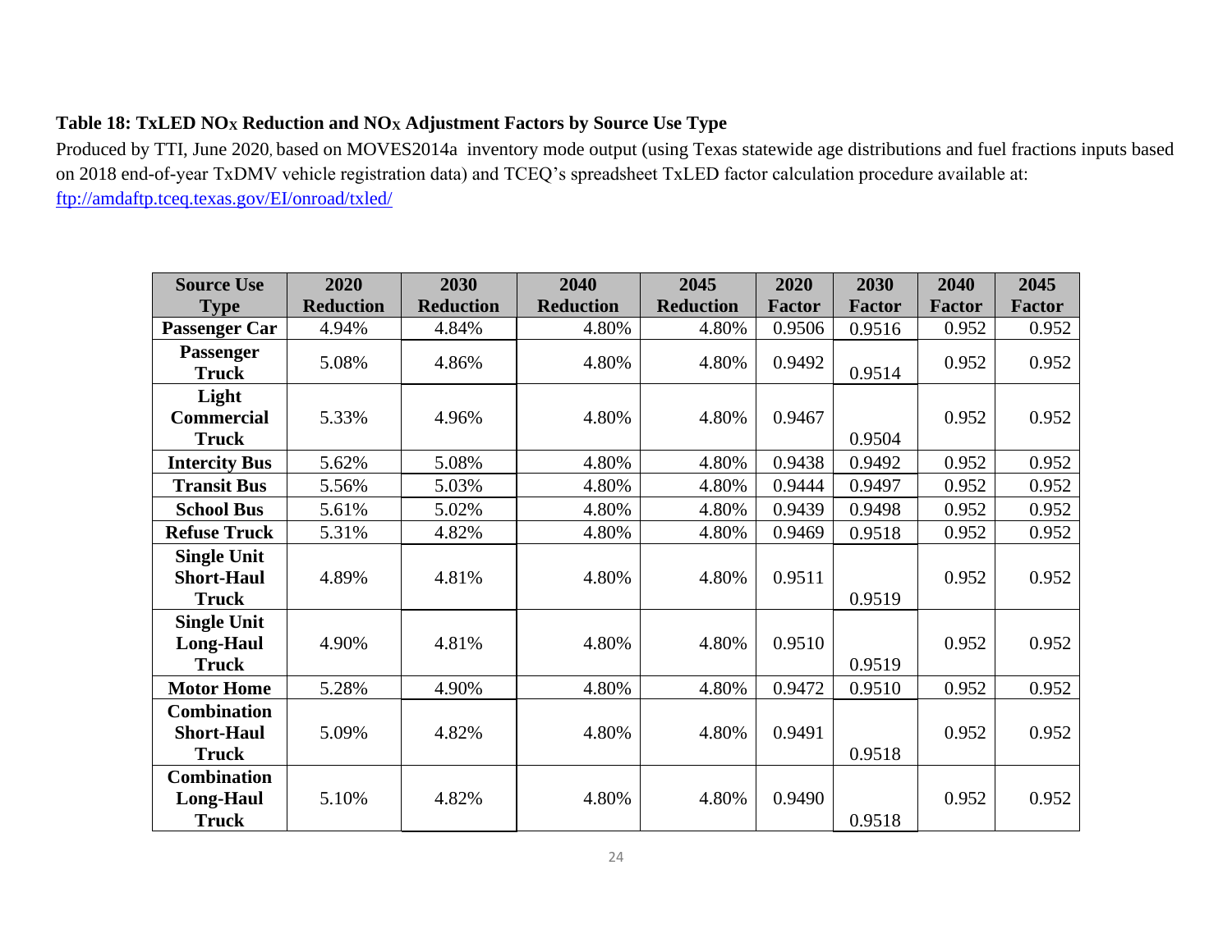**Table 18: TxLED $NO_X$ Reduction and $NO_X$ Adjustment Factors by Source Use Type**

Produced by TTI, June 2020, based on MOVES2014a inventory mode output (using Texas statewide age distributions and fuel fractions inputs based on 2018 end-of-year TxDMV vehicle registration data) and TCEQ's spreadsheet TxLED factor calculation procedure available at: [ftp://amdaftp.tceq.texas.gov/EI/onroad/txled/](ftp://amdaftp.tceq.texas.gov/EI/onroad/txled/)

| Source Use Type | 2020 Reduction | 2030 Reduction | 2040 Reduction | 2045 Reduction | 2020 Factor | 2030 Factor | 2040 Factor | 2045 Factor |
|---|---|---|---|---|---|---|---|---|
| **Passenger Car** | 4.94% | 4.84% | 4.80% | 4.80% | 0.9506 | 0.9516 | 0.952 | 0.952 |
| **Passenger Truck** | 5.08% | 4.86% | 4.80% | 4.80% | 0.9492 | 0.9514 | 0.952 | 0.952 |
| **Light Commercial Truck** | 5.33% | 4.96% | 4.80% | 4.80% | 0.9467 | 0.9504 | 0.952 | 0.952 |
| **Intercity Bus** | 5.62% | 5.08% | 4.80% | 4.80% | 0.9438 | 0.9492 | 0.952 | 0.952 |
| **Transit Bus** | 5.56% | 5.03% | 4.80% | 4.80% | 0.9444 | 0.9497 | 0.952 | 0.952 |
| **School Bus** | 5.61% | 5.02% | 4.80% | 4.80% | 0.9439 | 0.9498 | 0.952 | 0.952 |
| **Refuse Truck** | 5.31% | 4.82% | 4.80% | 4.80% | 0.9469 | 0.9518 | 0.952 | 0.952 |
| **Single Unit Short-Haul Truck** | 4.89% | 4.81% | 4.80% | 4.80% | 0.9511 | 0.9519 | 0.952 | 0.952 |
| **Single Unit Long-Haul Truck** | 4.90% | 4.81% | 4.80% | 4.80% | 0.9510 | 0.9519 | 0.952 | 0.952 |
| **Motor Home** | 5.28% | 4.90% | 4.80% | 4.80% | 0.9472 | 0.9510 | 0.952 | 0.952 |
| **Combination Short-Haul Truck** | 5.09% | 4.82% | 4.80% | 4.80% | 0.9491 | 0.9518 | 0.952 | 0.952 |
| **Combination Long-Haul Truck** | 5.10% | 4.82% | 4.80% | 4.80% | 0.9490 | 0.9518 | 0.952 | 0.952 |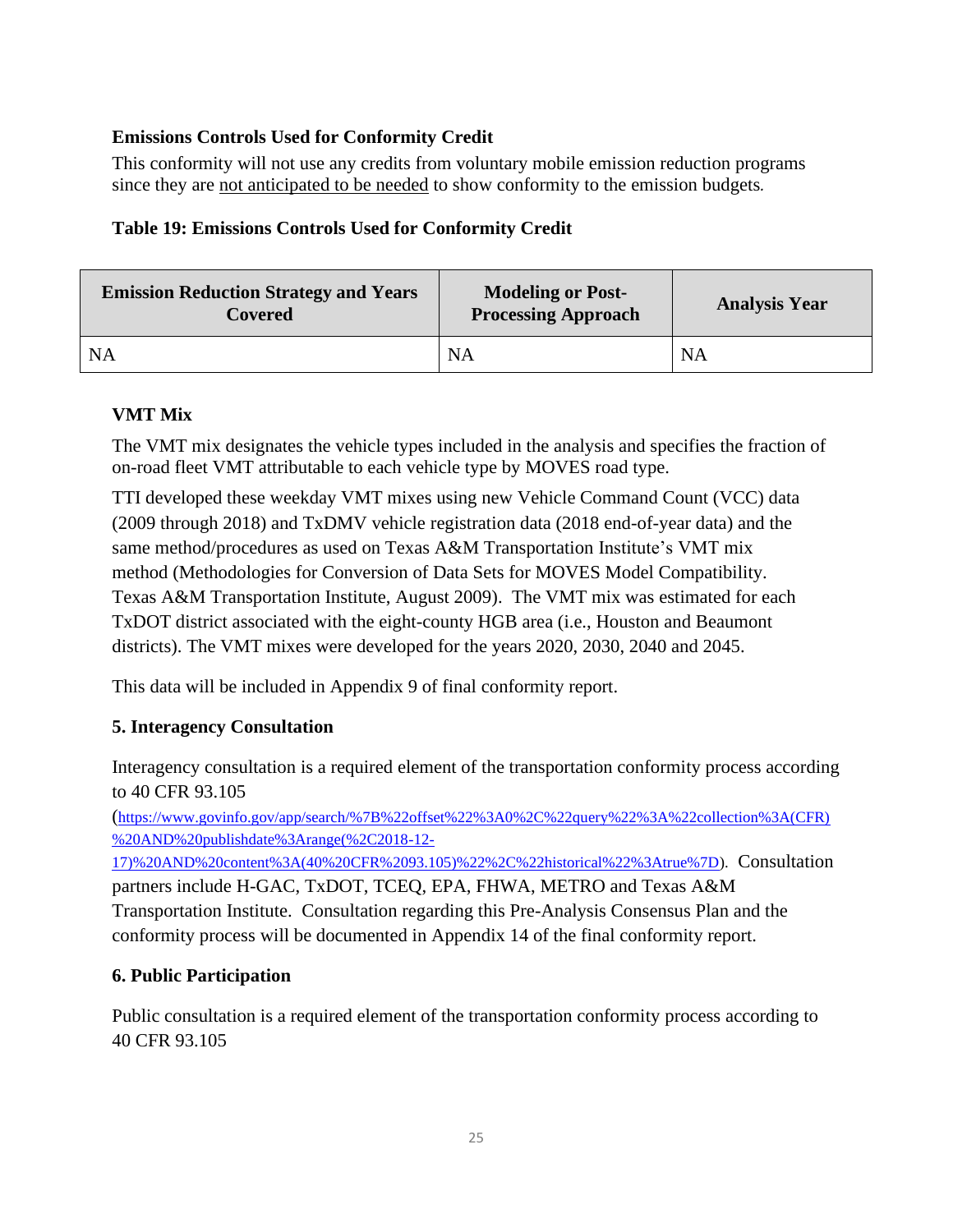### Emissions Controls Used for Conformity Credit

This conformity will not use any credits from voluntary mobile emission reduction programs since they are not anticipated to be needed to show conformity to the emission budgets.

**Table 19: Emissions Controls Used for Conformity Credit**

| Emission Reduction Strategy and Years Covered | Modeling or Post-Processing Approach | Analysis Year |
|---|---|---|
| NA | NA | NA |

### VMT Mix

The VMT mix designates the vehicle types included in the analysis and specifies the fraction of on-road fleet VMT attributable to each vehicle type by MOVES road type.

TTI developed these weekday VMT mixes using new Vehicle Command Count (VCC) data (2009 through 2018) and TxDMV vehicle registration data (2018 end-of-year data) and the same method/procedures as used on Texas A&M Transportation Institute's VMT mix method (Methodologies for Conversion of Data Sets for MOVES Model Compatibility. Texas A&M Transportation Institute, August 2009). The VMT mix was estimated for each TxDOT district associated with the eight-county HGB area (i.e., Houston and Beaumont districts). The VMT mixes were developed for the years 2020, 2030, 2040 and 2045.

This data will be included in Appendix 9 of final conformity report.

## 5. Interagency Consultation

Interagency consultation is a required element of the transportation conformity process according to 40 CFR 93.105 (https://www.govinfo.gov/app/search/%7B%22offset%22%3A0%2C%22query%22%3A%22collection%3A(CFR)%20AND%20publishdate%3Arange(%2C2018-12-17)%20AND%20content%3A(40%20CFR%2093.105)%22%2C%22historical%22%3Atrue%7D). Consultation partners include H-GAC, TxDOT, TCEQ, EPA, FHWA, METRO and Texas A&M Transportation Institute. Consultation regarding this Pre-Analysis Consensus Plan and the conformity process will be documented in Appendix 14 of the final conformity report.

## 6. Public Participation

Public consultation is a required element of the transportation conformity process according to 40 CFR 93.105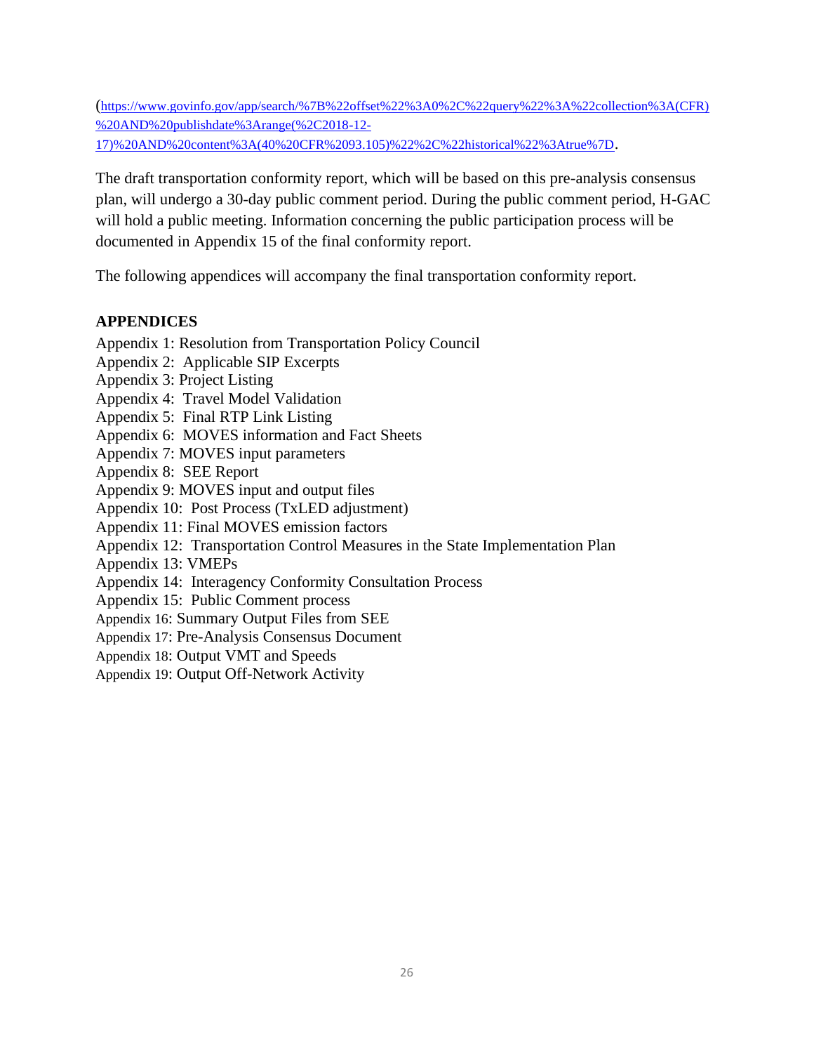(https://www.govinfo.gov/app/search/%7B%22offset%22%3A0%2C%22query%22%3A%22collection%3A(CFR)%20AND%20publishdate%3Arange(%2C2018-12-17)%20AND%20content%3A(40%20CFR%2093.105)%22%2C%22historical%22%3Atrue%7D.

The draft transportation conformity report, which will be based on this pre-analysis consensus plan, will undergo a 30-day public comment period. During the public comment period, H-GAC will hold a public meeting. Information concerning the public participation process will be documented in Appendix 15 of the final conformity report.

The following appendices will accompany the final transportation conformity report.

**APPENDICES**

Appendix 1: Resolution from Transportation Policy Council
Appendix 2: Applicable SIP Excerpts
Appendix 3: Project Listing
Appendix 4: Travel Model Validation
Appendix 5: Final RTP Link Listing
Appendix 6: MOVES information and Fact Sheets
Appendix 7: MOVES input parameters
Appendix 8: SEE Report
Appendix 9: MOVES input and output files
Appendix 10: Post Process (TxLED adjustment)
Appendix 11: Final MOVES emission factors
Appendix 12: Transportation Control Measures in the State Implementation Plan
Appendix 13: VMEPs
Appendix 14: Interagency Conformity Consultation Process
Appendix 15: Public Comment process
Appendix 16: Summary Output Files from SEE
Appendix 17: Pre-Analysis Consensus Document
Appendix 18: Output VMT and Speeds
Appendix 19: Output Off-Network Activity